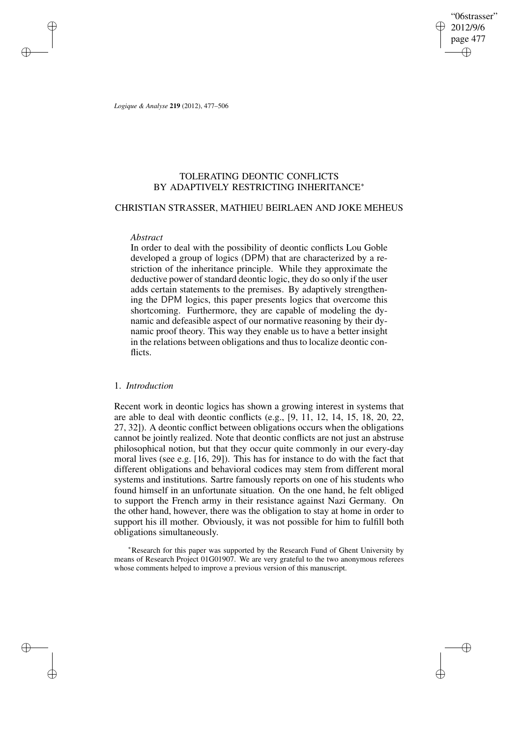# TOLERATING DEONTIC CONFLICTS BY ADAPTIVELY RESTRICTING INHERITANCE*

## CHRISTIAN STRASSER, MATHIEU BEIRLAEN AND JOKE MEHEUS

*Abstract*

In order to deal with the possibility of deontic conflicts Lou Goble developed a group of logics (DPM) that are characterized by a restriction of the inheritance principle. While they approximate the deductive power of standard deontic logic, they do so only if the user adds certain statements to the premises. By adaptively strengthening the DPM logics, this paper presents logics that overcome this shortcoming. Furthermore, they are capable of modeling the dynamic and defeasible aspect of our normative reasoning by their dynamic proof theory. This way they enable us to have a better insight in the relations between obligations and thus to localize deontic conflicts.

## 1. *Introduction*

Recent work in deontic logics has shown a growing interest in systems that are able to deal with deontic conflicts (e.g., [9, 11, 12, 14, 15, 18, 20, 22, 27, 32]). A deontic conflict between obligations occurs when the obligations cannot be jointly realized. Note that deontic conflicts are not just an abstruse philosophical notion, but that they occur quite commonly in our every-day moral lives (see e.g. [16, 29]). This has for instance to do with the fact that different obligations and behavioral codices may stem from different moral systems and institutions. Sartre famously reports on one of his students who found himself in an unfortunate situation. On the one hand, he felt obliged to support the French army in their resistance against Nazi Germany. On the other hand, however, there was the obligation to stay at home in order to support his ill mother. Obviously, it was not possible for him to fulfill both obligations simultaneously.

*Research for this paper was supported by the Research Fund of Ghent University by means of Research Project 01G01907. We are very grateful to the two anonymous referees whose comments helped to improve a previous version of this manuscript.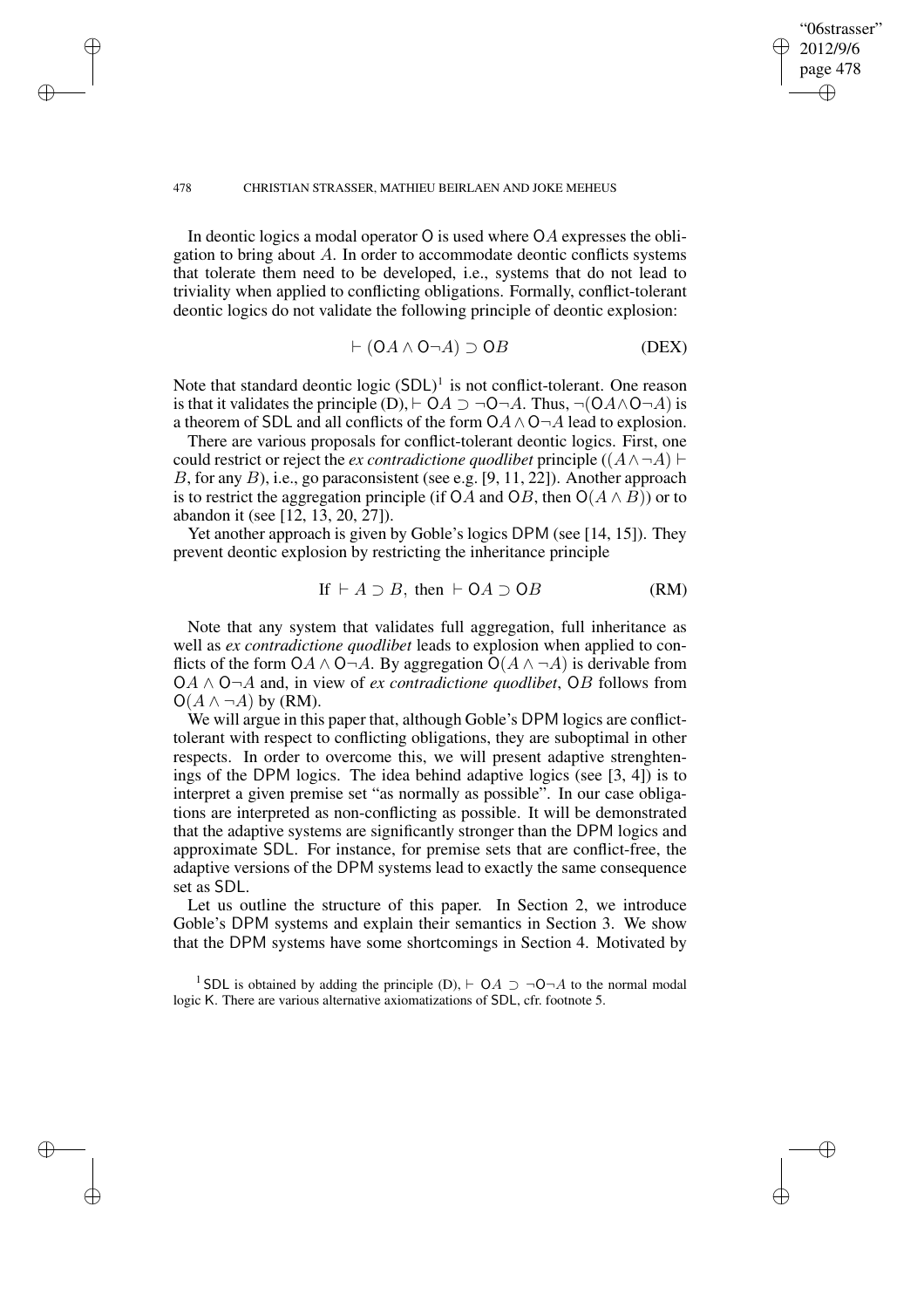In deontic logics a modal operator $\mathsf{O}$ is used where $\mathsf{O}A$ expresses the obligation to bring about $A$. In order to accommodate deontic conflicts systems that tolerate them need to be developed, i.e., systems that do not lead to triviality when applied to conflicting obligations. Formally, conflict-tolerant deontic logics do not validate the following principle of deontic explosion:

$$\vdash (\mathsf{O}A \wedge \mathsf{O}\neg A) \supset \mathsf{O}B \qquad \text{(DEX)}$$

Note that standard deontic logic ($\mathsf{SDL}$)[1] is not conflict-tolerant. One reason is that it validates the principle (D), $\vdash \mathsf{O}A \supset \neg\mathsf{O}\neg A$. Thus, $\neg(\mathsf{O}A \wedge \mathsf{O}\neg A)$ is a theorem of $\mathsf{SDL}$ and all conflicts of the form $\mathsf{O}A \wedge \mathsf{O}\neg A$ lead to explosion.

There are various proposals for conflict-tolerant deontic logics. First, one could restrict or reject the *ex contradictione quodlibet* principle ($(A \wedge \neg A) \vdash B$, for any $B$), i.e., go paraconsistent (see e.g. [9, 11, 22]). Another approach is to restrict the aggregation principle (if $\mathsf{O}A$ and $\mathsf{O}B$, then $\mathsf{O}(A \wedge B)$) or to abandon it (see [12, 13, 20, 27]).

Yet another approach is given by Goble's logics $\mathsf{DPM}$ (see [14, 15]). They prevent deontic explosion by restricting the inheritance principle

$$\text{If } \vdash A \supset B, \text{ then } \vdash \mathsf{O}A \supset \mathsf{O}B \qquad \text{(RM)}$$

Note that any system that validates full aggregation, full inheritance as well as *ex contradictione quodlibet* leads to explosion when applied to conflicts of the form $\mathsf{O}A \wedge \mathsf{O}\neg A$. By aggregation $\mathsf{O}(A \wedge \neg A)$ is derivable from $\mathsf{O}A \wedge \mathsf{O}\neg A$ and, in view of *ex contradictione quodlibet*, $\mathsf{O}B$ follows from $\mathsf{O}(A \wedge \neg A)$ by (RM).

We will argue in this paper that, although Goble's $\mathsf{DPM}$ logics are conflict-tolerant with respect to conflicting obligations, they are suboptimal in other respects. In order to overcome this, we will present adaptive strenghtenings of the $\mathsf{DPM}$ logics. The idea behind adaptive logics (see [3, 4]) is to interpret a given premise set "as normally as possible". In our case obligations are interpreted as non-conflicting as possible. It will be demonstrated that the adaptive systems are significantly stronger than the $\mathsf{DPM}$ logics and approximate $\mathsf{SDL}$. For instance, for premise sets that are conflict-free, the adaptive versions of the $\mathsf{DPM}$ systems lead to exactly the same consequence set as $\mathsf{SDL}$.

Let us outline the structure of this paper. In Section 2, we introduce Goble's $\mathsf{DPM}$ systems and explain their semantics in Section 3. We show that the $\mathsf{DPM}$ systems have some shortcomings in Section 4. Motivated by

[1] $\mathsf{SDL}$ is obtained by adding the principle (D), $\vdash \mathsf{O}A \supset \neg\mathsf{O}\neg A$ to the normal modal logic $\mathsf{K}$. There are various alternative axiomatizations of $\mathsf{SDL}$, cfr. footnote 5.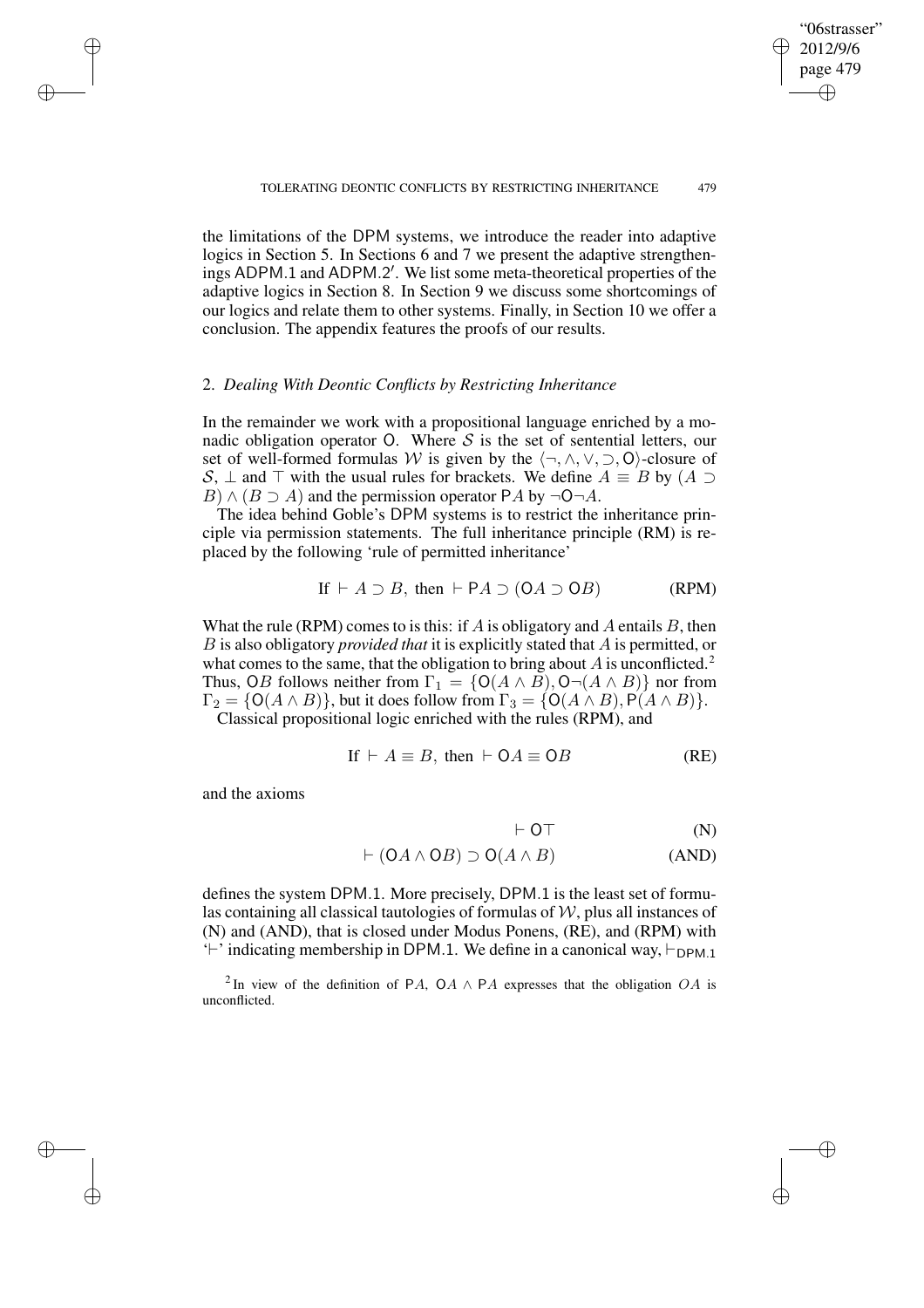the limitations of the DPM systems, we introduce the reader into adaptive logics in Section 5. In Sections 6 and 7 we present the adaptive strengthenings ADPM.1 and ADPM.2′. We list some meta-theoretical properties of the adaptive logics in Section 8. In Section 9 we discuss some shortcomings of our logics and relate them to other systems. Finally, in Section 10 we offer a conclusion. The appendix features the proofs of our results.

## 2. *Dealing With Deontic Conflicts by Restricting Inheritance*

In the remainder we work with a propositional language enriched by a monadic obligation operator $\mathsf{O}$. Where $\mathcal{S}$ is the set of sentential letters, our set of well-formed formulas $\mathcal{W}$ is given by the $\langle \neg, \wedge, \vee, \supset, \mathsf{O} \rangle$-closure of $\mathcal{S}$, $\bot$ and $\top$ with the usual rules for brackets. We define $A \equiv B$ by $(A \supset B) \wedge (B \supset A)$ and the permission operator $\mathsf{P}A$ by $\neg\mathsf{O}\neg A$.

The idea behind Goble's DPM systems is to restrict the inheritance principle via permission statements. The full inheritance principle (RM) is replaced by the following 'rule of permitted inheritance'

$$\text{If } \vdash A \supset B, \text{ then } \vdash \mathsf{P}A \supset (\mathsf{O}A \supset \mathsf{O}B) \qquad \text{(RPM)}$$

What the rule (RPM) comes to is this: if $A$ is obligatory and $A$ entails $B$, then $B$ is also obligatory *provided that* it is explicitly stated that $A$ is permitted, or what comes to the same, that the obligation to bring about $A$ is unconflicted.[2] Thus, $\mathsf{O}B$ follows neither from $\Gamma_1 = \{\mathsf{O}(A \wedge B), \mathsf{O}\neg(A \wedge B)\}$ nor from $\Gamma_2 = \{\mathsf{O}(A \wedge B)\}$, but it does follow from $\Gamma_3 = \{\mathsf{O}(A \wedge B), \mathsf{P}(A \wedge B)\}$.

Classical propositional logic enriched with the rules (RPM), and

$$\text{If } \vdash A \equiv B, \text{ then } \vdash \mathsf{O}A \equiv \mathsf{O}B \qquad \text{(RE)}$$

and the axioms

$$\vdash \mathsf{O}\top \qquad \text{(N)}$$

$$\vdash (\mathsf{O}A \wedge \mathsf{O}B) \supset \mathsf{O}(A \wedge B) \qquad \text{(AND)}$$

defines the system DPM.1. More precisely, DPM.1 is the least set of formulas containing all classical tautologies of formulas of $\mathcal{W}$, plus all instances of (N) and (AND), that is closed under Modus Ponens, (RE), and (RPM) with '$\vdash$' indicating membership in DPM.1. We define in a canonical way, $\vdash_{\mathsf{DPM.1}}$

[2] In view of the definition of $\mathsf{P}A$, $\mathsf{O}A \wedge \mathsf{P}A$ expresses that the obligation $OA$ is unconflicted.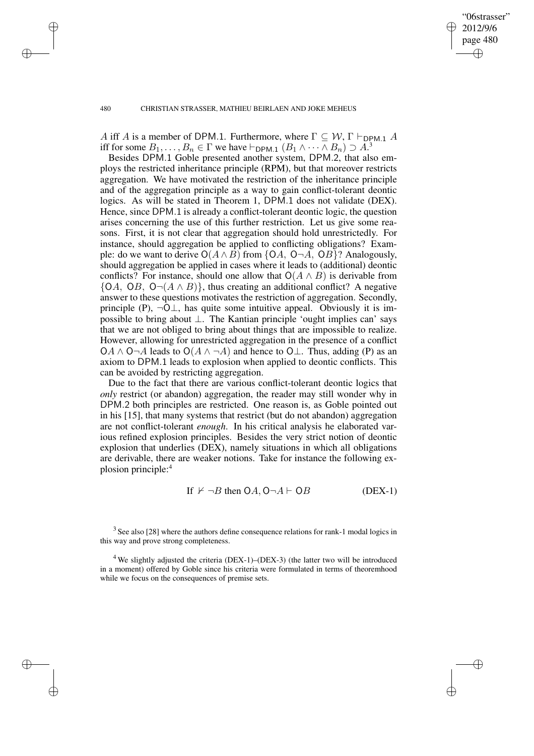$A$ iff $A$ is a member of DPM.1. Furthermore, where $\Gamma \subseteq \mathcal{W}$, $\Gamma \vdash_{\mathsf{DPM.1}} A$ iff for some $B_1, \ldots, B_n \in \Gamma$ we have $\vdash_{\mathsf{DPM.1}} (B_1 \wedge \cdots \wedge B_n) \supset A$.[3]

Besides DPM.1 Goble presented another system, DPM.2, that also employs the restricted inheritance principle (RPM), but that moreover restricts aggregation. We have motivated the restriction of the inheritance principle and of the aggregation principle as a way to gain conflict-tolerant deontic logics. As will be stated in Theorem 1, DPM.1 does not validate (DEX). Hence, since DPM.1 is already a conflict-tolerant deontic logic, the question arises concerning the use of this further restriction. Let us give some reasons. First, it is not clear that aggregation should hold unrestrictedly. For instance, should aggregation be applied to conflicting obligations? Example: do we want to derive $\mathsf{O}(A \wedge B)$ from $\{\mathsf{O}A, \ \mathsf{O}\neg A, \ \mathsf{O}B\}$? Analogously, should aggregation be applied in cases where it leads to (additional) deontic conflicts? For instance, should one allow that $\mathsf{O}(A \wedge B)$ is derivable from $\{\mathsf{O}A, \ \mathsf{O}B, \ \mathsf{O}\neg(A \wedge B)\}$, thus creating an additional conflict? A negative answer to these questions motivates the restriction of aggregation. Secondly, principle (P), $\neg\mathsf{O}\bot$, has quite some intuitive appeal. Obviously it is impossible to bring about $\bot$. The Kantian principle 'ought implies can' says that we are not obliged to bring about things that are impossible to realize. However, allowing for unrestricted aggregation in the presence of a conflict $\mathsf{O}A \wedge \mathsf{O}\neg A$ leads to $\mathsf{O}(A \wedge \neg A)$ and hence to $\mathsf{O}\bot$. Thus, adding (P) as an axiom to DPM.1 leads to explosion when applied to deontic conflicts. This can be avoided by restricting aggregation.

Due to the fact that there are various conflict-tolerant deontic logics that *only* restrict (or abandon) aggregation, the reader may still wonder why in DPM.2 both principles are restricted. One reason is, as Goble pointed out in his [15], that many systems that restrict (but do not abandon) aggregation are not conflict-tolerant *enough*. In his critical analysis he elaborated various refined explosion principles. Besides the very strict notion of deontic explosion that underlies (DEX), namely situations in which all obligations are derivable, there are weaker notions. Take for instance the following explosion principle:[4]

$$\text{If } \nvdash \neg B \text{ then } \mathsf{O}A, \mathsf{O}\neg A \vdash \mathsf{O}B \qquad \text{(DEX-1)}$$

[3] See also [28] where the authors define consequence relations for rank-1 modal logics in this way and prove strong completeness.

[4] We slightly adjusted the criteria (DEX-1)–(DEX-3) (the latter two will be introduced in a moment) offered by Goble since his criteria were formulated in terms of theoremhood while we focus on the consequences of premise sets.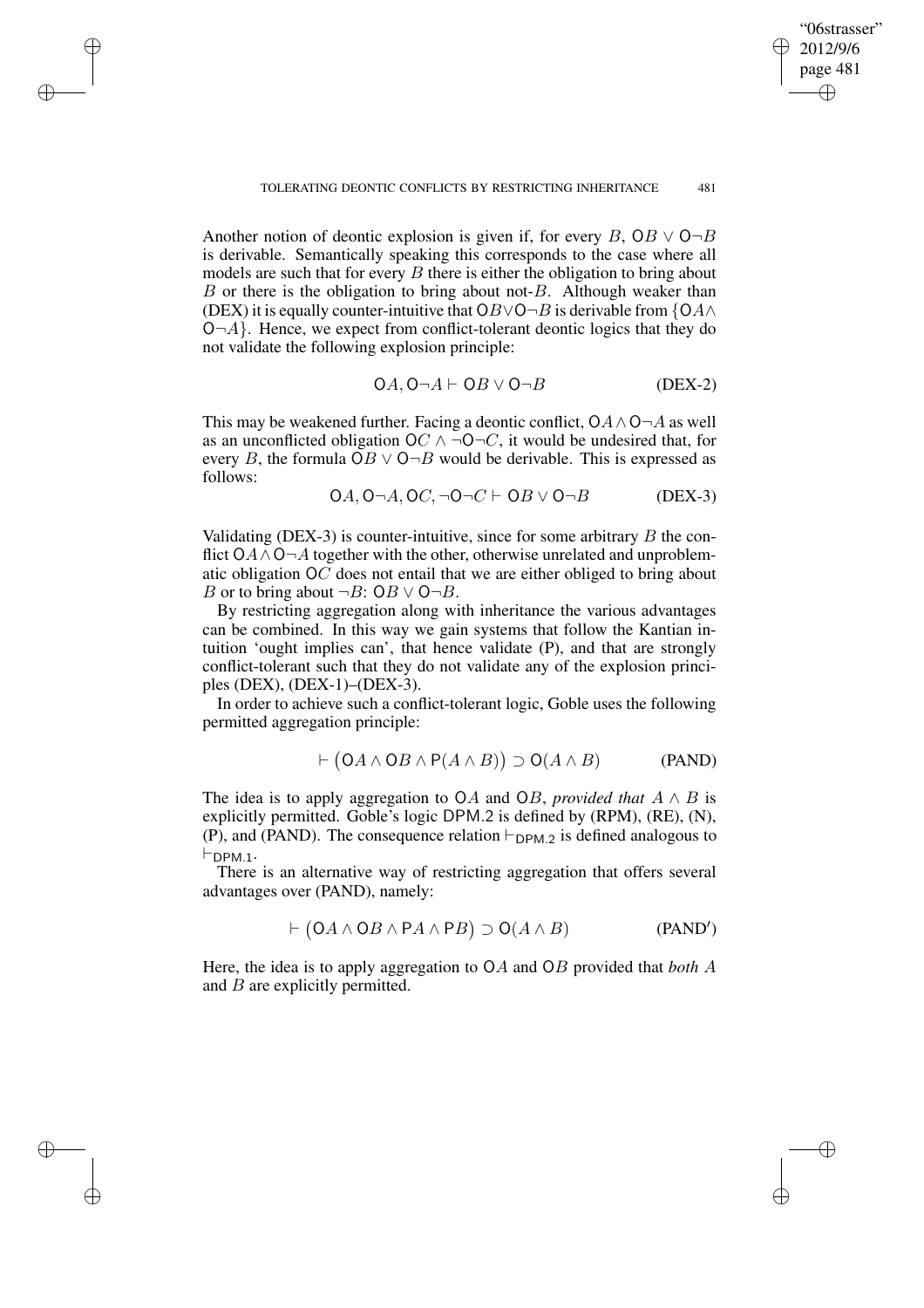Another notion of deontic explosion is given if, for every $B$, $\mathsf{O}B \vee \mathsf{O}\neg B$ is derivable. Semantically speaking this corresponds to the case where all models are such that for every $B$ there is either the obligation to bring about $B$ or there is the obligation to bring about not-$B$. Although weaker than (DEX) it is equally counter-intuitive that $\mathsf{O}B \vee \mathsf{O}\neg B$ is derivable from $\{\mathsf{O}A \wedge \mathsf{O}\neg A\}$. Hence, we expect from conflict-tolerant deontic logics that they do not validate the following explosion principle:

$$\mathsf{O}A, \mathsf{O}\neg A \vdash \mathsf{O}B \vee \mathsf{O}\neg B \tag{DEX-2}$$

This may be weakened further. Facing a deontic conflict, $\mathsf{O}A \wedge \mathsf{O}\neg A$ as well as an unconflicted obligation $\mathsf{O}C \wedge \neg\mathsf{O}\neg C$, it would be undesired that, for every $B$, the formula $\mathsf{O}B \vee \mathsf{O}\neg B$ would be derivable. This is expressed as follows:

$$\mathsf{O}A, \mathsf{O}\neg A, \mathsf{O}C, \neg\mathsf{O}\neg C \vdash \mathsf{O}B \vee \mathsf{O}\neg B \tag{DEX-3}$$

Validating (DEX-3) is counter-intuitive, since for some arbitrary $B$ the conflict $\mathsf{O}A \wedge \mathsf{O}\neg A$ together with the other, otherwise unrelated and unproblematic obligation $\mathsf{O}C$ does not entail that we are either obliged to bring about $B$ or to bring about $\neg B$: $\mathsf{O}B \vee \mathsf{O}\neg B$.

By restricting aggregation along with inheritance the various advantages can be combined. In this way we gain systems that follow the Kantian intuition 'ought implies can', that hence validate (P), and that are strongly conflict-tolerant such that they do not validate any of the explosion principles (DEX), (DEX-1)–(DEX-3).

In order to achieve such a conflict-tolerant logic, Goble uses the following permitted aggregation principle:

$$\vdash \big(\mathsf{O}A \wedge \mathsf{O}B \wedge \mathsf{P}(A \wedge B)\big) \supset \mathsf{O}(A \wedge B) \tag{PAND}$$

The idea is to apply aggregation to $\mathsf{O}A$ and $\mathsf{O}B$, *provided that* $A \wedge B$ is explicitly permitted. Goble's logic $\mathsf{DPM.2}$ is defined by (RPM), (RE), (N), (P), and (PAND). The consequence relation $\vdash_{\mathsf{DPM.2}}$ is defined analogous to $\vdash_{\mathsf{DPM.1}}$.

There is an alternative way of restricting aggregation that offers several advantages over (PAND), namely:

$$\vdash \big(\mathsf{O}A \wedge \mathsf{O}B \wedge \mathsf{P}A \wedge \mathsf{P}B\big) \supset \mathsf{O}(A \wedge B) \tag{PAND$'$}$$

Here, the idea is to apply aggregation to $\mathsf{O}A$ and $\mathsf{O}B$ provided that *both* $A$ and $B$ are explicitly permitted.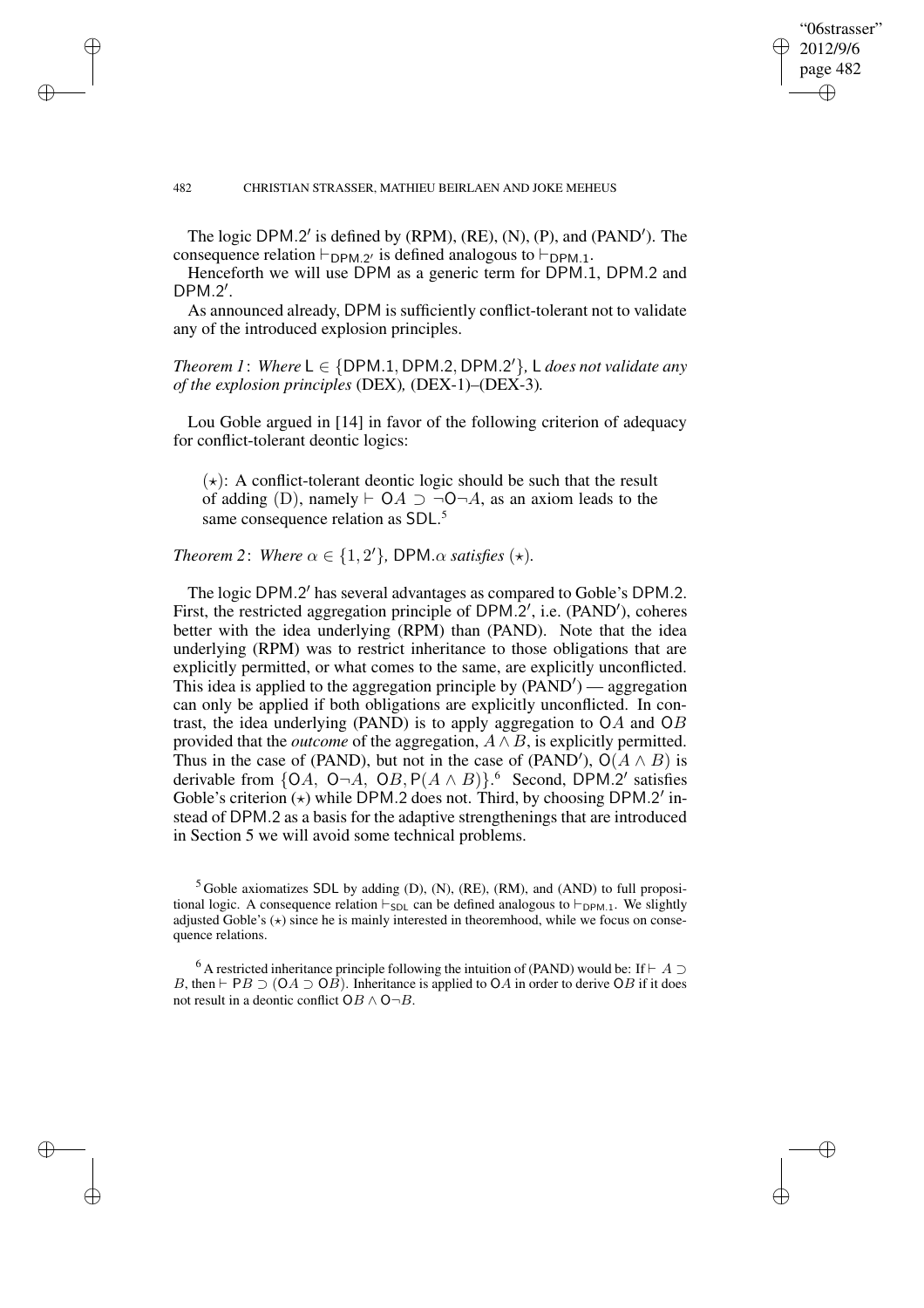The logic $\mathsf{DPM.2'}$ is defined by (RPM), (RE), (N), (P), and (PAND′). The consequence relation $\vdash_{\mathsf{DPM.2'}}$ is defined analogous to $\vdash_{\mathsf{DPM.1}}$.

Henceforth we will use $\mathsf{DPM}$ as a generic term for $\mathsf{DPM.1}$, $\mathsf{DPM.2}$ and $\mathsf{DPM.2'}$.

As announced already, $\mathsf{DPM}$ is sufficiently conflict-tolerant not to validate any of the introduced explosion principles.

*Theorem 1*: *Where* $\mathsf{L} \in \{\mathsf{DPM.1}, \mathsf{DPM.2}, \mathsf{DPM.2'}\}$*,* $\mathsf{L}$ *does not validate any of the explosion principles* (DEX)*,* (DEX-1)–(DEX-3)*.*

Lou Goble argued in [14] in favor of the following criterion of adequacy for conflict-tolerant deontic logics:

> $(\star)$: A conflict-tolerant deontic logic should be such that the result of adding (D), namely $\vdash \mathsf{O}A \supset \neg\mathsf{O}\neg A$, as an axiom leads to the same consequence relation as $\mathsf{SDL}$.[5]

*Theorem 2*: *Where* $\alpha \in \{1, 2'\}$*,* $\mathsf{DPM}.\alpha$ *satisfies* $(\star)$*.*

The logic $\mathsf{DPM.2'}$ has several advantages as compared to Goble's $\mathsf{DPM.2}$. First, the restricted aggregation principle of $\mathsf{DPM.2'}$, i.e. (PAND′), coheres better with the idea underlying (RPM) than (PAND). Note that the idea underlying (RPM) was to restrict inheritance to those obligations that are explicitly permitted, or what comes to the same, are explicitly unconflicted. This idea is applied to the aggregation principle by (PAND′) — aggregation can only be applied if both obligations are explicitly unconflicted. In contrast, the idea underlying (PAND) is to apply aggregation to $\mathsf{O}A$ and $\mathsf{O}B$ provided that the *outcome* of the aggregation, $A \wedge B$, is explicitly permitted. Thus in the case of (PAND), but not in the case of (PAND′), $\mathsf{O}(A \wedge B)$ is derivable from $\{\mathsf{O}A,\ \mathsf{O}\neg A,\ \mathsf{O}B, \mathsf{P}(A \wedge B)\}$.[6] Second, $\mathsf{DPM.2'}$ satisfies Goble's criterion $(\star)$ while $\mathsf{DPM.2}$ does not. Third, by choosing $\mathsf{DPM.2'}$ instead of $\mathsf{DPM.2}$ as a basis for the adaptive strengthenings that are introduced in Section 5 we will avoid some technical problems.

---

[5] Goble axiomatizes $\mathsf{SDL}$ by adding (D), (N), (RE), (RM), and (AND) to full propositional logic. A consequence relation $\vdash_{\mathsf{SDL}}$ can be defined analogous to $\vdash_{\mathsf{DPM.1}}$. We slightly adjusted Goble's $(\star)$ since he is mainly interested in theoremhood, while we focus on consequence relations.

[6] A restricted inheritance principle following the intuition of (PAND) would be: If $\vdash A \supset B$, then $\vdash \mathsf{P}B \supset (\mathsf{O}A \supset \mathsf{O}B)$. Inheritance is applied to $\mathsf{O}A$ in order to derive $\mathsf{O}B$ if it does not result in a deontic conflict $\mathsf{O}B \wedge \mathsf{O}\neg B$.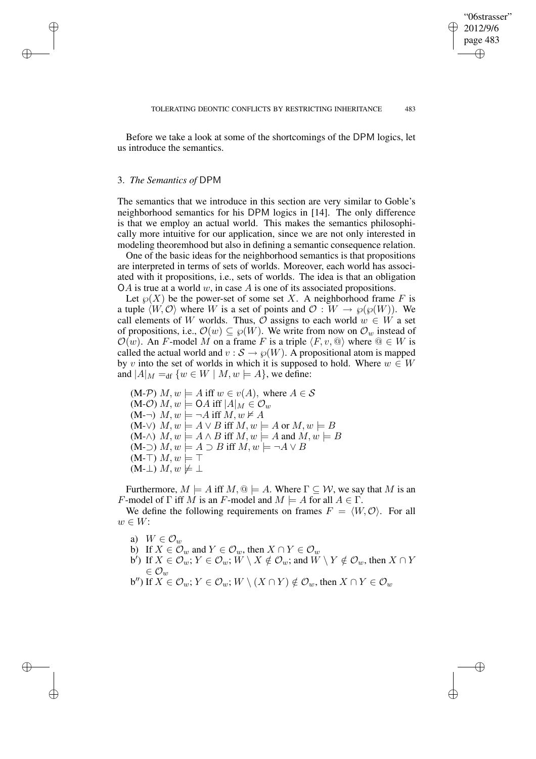Before we take a look at some of the shortcomings of the DPM logics, let us introduce the semantics.

## 3. *The Semantics of* DPM

The semantics that we introduce in this section are very similar to Goble's neighborhood semantics for his DPM logics in [14]. The only difference is that we employ an actual world. This makes the semantics philosophically more intuitive for our application, since we are not only interested in modeling theoremhood but also in defining a semantic consequence relation.

One of the basic ideas for the neighborhood semantics is that propositions are interpreted in terms of sets of worlds. Moreover, each world has associated with it propositions, i.e., sets of worlds. The idea is that an obligation $\mathsf{O}A$ is true at a world $w$, in case $A$ is one of its associated propositions.

Let $\wp(X)$ be the power-set of some set $X$. A neighborhood frame $F$ is a tuple $\langle W, \mathcal{O}\rangle$ where $W$ is a set of points and $\mathcal{O} : W \to \wp(\wp(W))$. We call elements of $W$ worlds. Thus, $\mathcal{O}$ assigns to each world $w \in W$ a set of propositions, i.e., $\mathcal{O}(w) \subseteq \wp(W)$. We write from now on $\mathcal{O}_w$ instead of $\mathcal{O}(w)$. An $F$-model $M$ on a frame $F$ is a triple $\langle F, v, @\rangle$ where $@ \in W$ is called the actual world and $v : \mathcal{S} \to \wp(W)$. A propositional atom is mapped by $v$ into the set of worlds in which it is supposed to hold. Where $w \in W$ and $|A|_M =_{\text{df}} \{w \in W \mid M, w \models A\}$, we define:

(M-$\mathcal{P}$) $M, w \models A$ iff $w \in v(A)$, where $A \in \mathcal{S}$
(M-$\mathcal{O}$) $M, w \models \mathsf{O}A$ iff $|A|_M \in \mathcal{O}_w$
(M-$\neg$) $M, w \models \neg A$ iff $M, w \not\models A$
(M-$\vee$) $M, w \models A \vee B$ iff $M, w \models A$ or $M, w \models B$
(M-$\wedge$) $M, w \models A \wedge B$ iff $M, w \models A$ and $M, w \models B$
(M-$\supset$) $M, w \models A \supset B$ iff $M, w \models \neg A \vee B$
(M-$\top$) $M, w \models \top$
(M-$\bot$) $M, w \not\models \bot$

Furthermore, $M \models A$ iff $M, @ \models A$. Where $\Gamma \subseteq \mathcal{W}$, we say that $M$ is an $F$-model of $\Gamma$ iff $M$ is an $F$-model and $M \models A$ for all $A \in \Gamma$.

We define the following requirements on frames $F = \langle W, \mathcal{O}\rangle$. For all $w \in W$:

a) $W \in \mathcal{O}_w$
b) If $X \in \mathcal{O}_w$ and $Y \in \mathcal{O}_w$, then $X \cap Y \in \mathcal{O}_w$
b′) If $X \in \mathcal{O}_w$; $Y \in \mathcal{O}_w$; $W \setminus X \notin \mathcal{O}_w$; and $W \setminus Y \notin \mathcal{O}_w$, then $X \cap Y \in \mathcal{O}_w$
b″) If $X \in \mathcal{O}_w$; $Y \in \mathcal{O}_w$; $W \setminus (X \cap Y) \notin \mathcal{O}_w$, then $X \cap Y \in \mathcal{O}_w$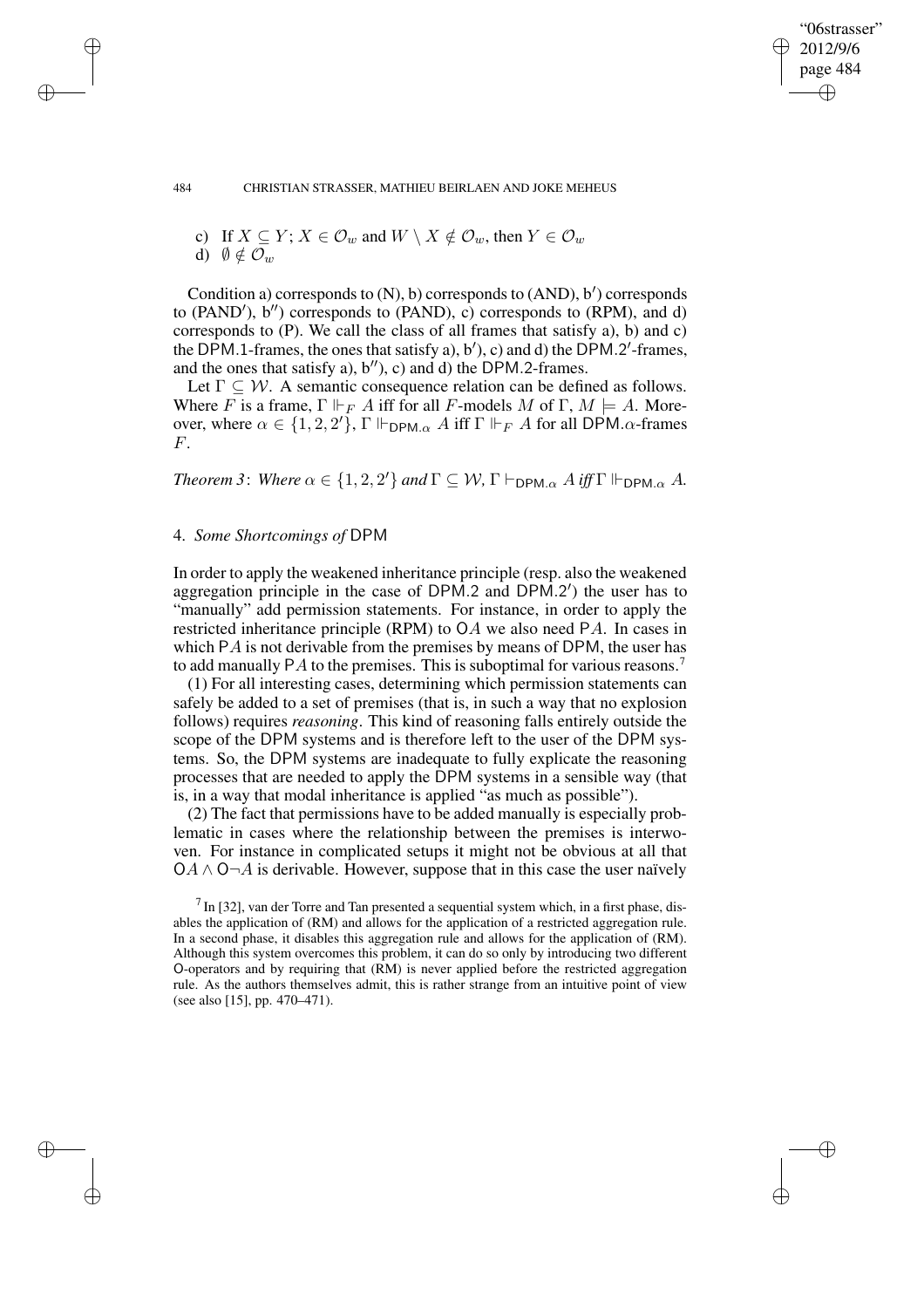c) If $X \subseteq Y$; $X \in \mathcal{O}_w$ and $W \setminus X \notin \mathcal{O}_w$, then $Y \in \mathcal{O}_w$

d) $\emptyset \notin \mathcal{O}_w$

Condition a) corresponds to (N), b) corresponds to (AND), b′) corresponds to (PAND′), b′′) corresponds to (PAND), c) corresponds to (RPM), and d) corresponds to (P). We call the class of all frames that satisfy a), b) and c) the DPM.1-frames, the ones that satisfy a), b′), c) and d) the DPM.2′-frames, and the ones that satisfy a), b′′), c) and d) the DPM.2-frames.

Let $\Gamma \subseteq \mathcal{W}$. A semantic consequence relation can be defined as follows. Where $F$ is a frame, $\Gamma \Vdash_F A$ iff for all $F$-models $M$ of $\Gamma$, $M \models A$. Moreover, where $\alpha \in \{1, 2, 2'\}$, $\Gamma \Vdash_{\mathsf{DPM}.\alpha} A$ iff $\Gamma \Vdash_F A$ for all DPM.$\alpha$-frames $F$.

*Theorem 3*: *Where* $\alpha \in \{1, 2, 2'\}$ *and* $\Gamma \subseteq \mathcal{W}$*,* $\Gamma \vdash_{\mathsf{DPM}.\alpha} A$ *iff* $\Gamma \Vdash_{\mathsf{DPM}.\alpha} A$*.*

## 4. *Some Shortcomings of* DPM

In order to apply the weakened inheritance principle (resp. also the weakened aggregation principle in the case of DPM.2 and DPM.2′) the user has to "manually" add permission statements. For instance, in order to apply the restricted inheritance principle (RPM) to $\mathsf{O}A$ we also need $\mathsf{P}A$. In cases in which $\mathsf{P}A$ is not derivable from the premises by means of DPM, the user has to add manually $\mathsf{P}A$ to the premises. This is suboptimal for various reasons.[7]

(1) For all interesting cases, determining which permission statements can safely be added to a set of premises (that is, in such a way that no explosion follows) requires *reasoning*. This kind of reasoning falls entirely outside the scope of the DPM systems and is therefore left to the user of the DPM systems. So, the DPM systems are inadequate to fully explicate the reasoning processes that are needed to apply the DPM systems in a sensible way (that is, in a way that modal inheritance is applied "as much as possible").

(2) The fact that permissions have to be added manually is especially problematic in cases where the relationship between the premises is interwoven. For instance in complicated setups it might not be obvious at all that $\mathsf{O}A \wedge \mathsf{O}\neg A$ is derivable. However, suppose that in this case the user naïvely

[7] In [32], van der Torre and Tan presented a sequential system which, in a first phase, disables the application of (RM) and allows for the application of a restricted aggregation rule. In a second phase, it disables this aggregation rule and allows for the application of (RM). Although this system overcomes this problem, it can do so only by introducing two different O-operators and by requiring that (RM) is never applied before the restricted aggregation rule. As the authors themselves admit, this is rather strange from an intuitive point of view (see also [15], pp. 470–471).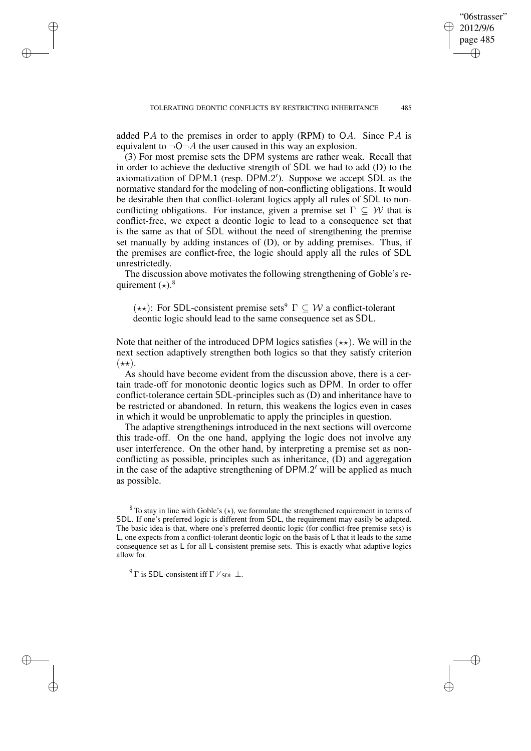added $\mathsf{P}A$ to the premises in order to apply (RPM) to $\mathsf{O}A$. Since $\mathsf{P}A$ is equivalent to $\neg\mathsf{O}\neg A$ the user caused in this way an explosion.

(3) For most premise sets the DPM systems are rather weak. Recall that in order to achieve the deductive strength of SDL we had to add (D) to the axiomatization of DPM.1 (resp. DPM.2′). Suppose we accept SDL as the normative standard for the modeling of non-conflicting obligations. It would be desirable then that conflict-tolerant logics apply all rules of SDL to non-conflicting obligations. For instance, given a premise set $\Gamma \subseteq \mathcal{W}$ that is conflict-free, we expect a deontic logic to lead to a consequence set that is the same as that of SDL without the need of strengthening the premise set manually by adding instances of (D), or by adding premises. Thus, if the premises are conflict-free, the logic should apply all the rules of SDL unrestrictedly.

The discussion above motivates the following strengthening of Goble's requirement $(\star)$.[8]

> $(\star\star)$: For SDL-consistent premise sets[9] $\Gamma \subseteq \mathcal{W}$ a conflict-tolerant deontic logic should lead to the same consequence set as SDL.

Note that neither of the introduced DPM logics satisfies $(\star\star)$. We will in the next section adaptively strengthen both logics so that they satisfy criterion $(\star\star)$.

As should have become evident from the discussion above, there is a certain trade-off for monotonic deontic logics such as DPM. In order to offer conflict-tolerance certain SDL-principles such as (D) and inheritance have to be restricted or abandoned. In return, this weakens the logics even in cases in which it would be unproblematic to apply the principles in question.

The adaptive strengthenings introduced in the next sections will overcome this trade-off. On the one hand, applying the logic does not involve any user interference. On the other hand, by interpreting a premise set as non-conflicting as possible, principles such as inheritance, (D) and aggregation in the case of the adaptive strengthening of DPM.2′ will be applied as much as possible.

[8] To stay in line with Goble's $(\star)$, we formulate the strengthened requirement in terms of SDL. If one's preferred logic is different from SDL, the requirement may easily be adapted. The basic idea is that, where one's preferred deontic logic (for conflict-free premise sets) is L, one expects from a conflict-tolerant deontic logic on the basis of L that it leads to the same consequence set as L for all L-consistent premise sets. This is exactly what adaptive logics allow for.

[9] $\Gamma$ is SDL-consistent iff $\Gamma \nvdash_{\mathsf{SDL}} \bot$.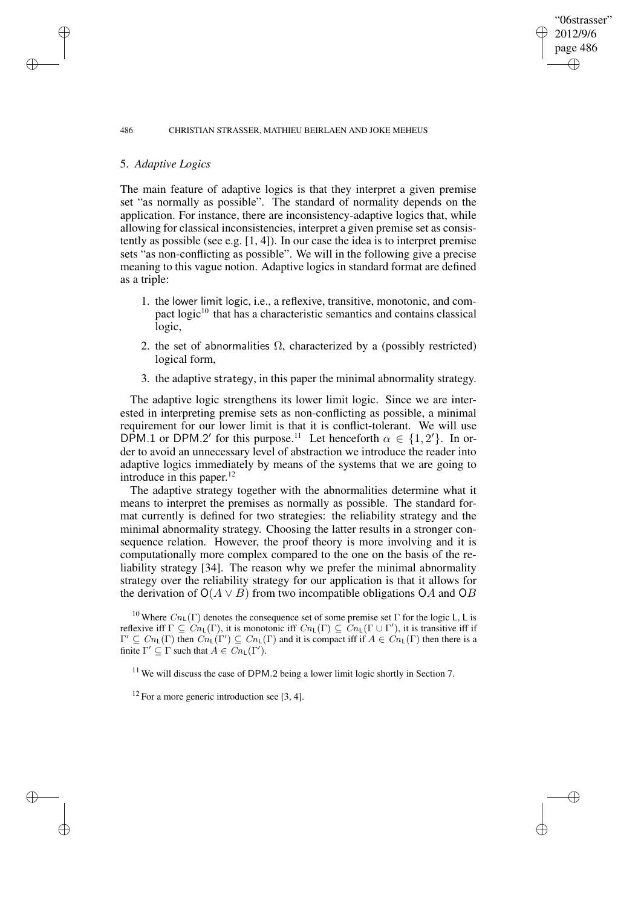## 5. *Adaptive Logics*

The main feature of adaptive logics is that they interpret a given premise set "as normally as possible". The standard of normality depends on the application. For instance, there are inconsistency-adaptive logics that, while allowing for classical inconsistencies, interpret a given premise set as consistently as possible (see e.g. [1, 4]). In our case the idea is to interpret premise sets "as non-conflicting as possible". We will in the following give a precise meaning to this vague notion. Adaptive logics in standard format are defined as a triple:

1. the lower limit logic, i.e., a reflexive, transitive, monotonic, and compact logic[10] that has a characteristic semantics and contains classical logic,
2. the set of abnormalities $\Omega$, characterized by a (possibly restricted) logical form,
3. the adaptive strategy, in this paper the minimal abnormality strategy.

The adaptive logic strengthens its lower limit logic. Since we are interested in interpreting premise sets as non-conflicting as possible, a minimal requirement for our lower limit is that it is conflict-tolerant. We will use DPM.1 or DPM.2′ for this purpose.[11] Let henceforth $\alpha \in \{1, 2'\}$. In order to avoid an unnecessary level of abstraction we introduce the reader into adaptive logics immediately by means of the systems that we are going to introduce in this paper.[12]

The adaptive strategy together with the abnormalities determine what it means to interpret the premises as normally as possible. The standard format currently is defined for two strategies: the reliability strategy and the minimal abnormality strategy. Choosing the latter results in a stronger consequence relation. However, the proof theory is more involving and it is computationally more complex compared to the one on the basis of the reliability strategy [34]. The reason why we prefer the minimal abnormality strategy over the reliability strategy for our application is that it allows for the derivation of $\mathsf{O}(A \vee B)$ from two incompatible obligations $\mathsf{O}A$ and $\mathsf{O}B$

[10] Where $Cn_{\mathsf{L}}(\Gamma)$ denotes the consequence set of some premise set $\Gamma$ for the logic L, L is reflexive iff $\Gamma \subseteq Cn_{\mathsf{L}}(\Gamma)$, it is monotonic iff $Cn_{\mathsf{L}}(\Gamma) \subseteq Cn_{\mathsf{L}}(\Gamma \cup \Gamma')$, it is transitive iff if $\Gamma' \subseteq Cn_{\mathsf{L}}(\Gamma)$ then $Cn_{\mathsf{L}}(\Gamma') \subseteq Cn_{\mathsf{L}}(\Gamma)$ and it is compact iff if $A \in Cn_{\mathsf{L}}(\Gamma)$ then there is a finite $\Gamma' \subseteq \Gamma$ such that $A \in Cn_{\mathsf{L}}(\Gamma')$.

[11] We will discuss the case of DPM.2 being a lower limit logic shortly in Section 7.

[12] For a more generic introduction see [3, 4].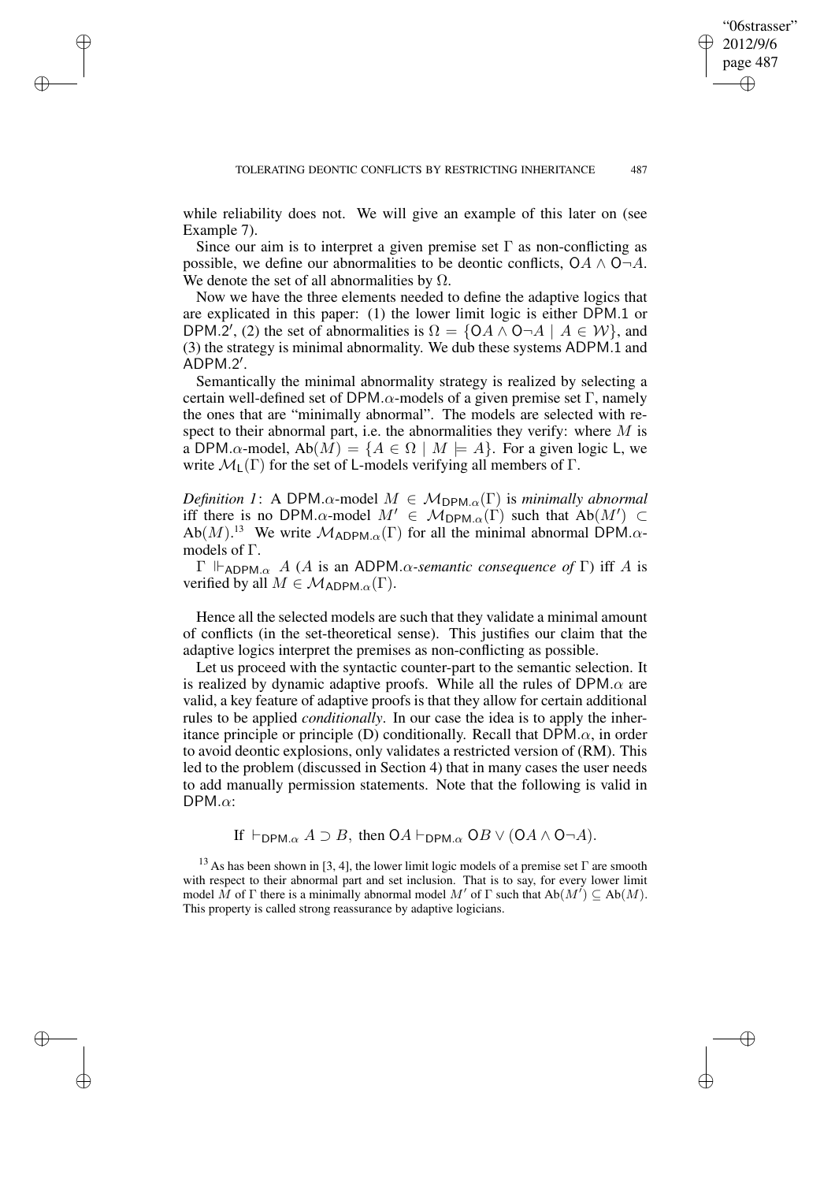while reliability does not. We will give an example of this later on (see Example 7).

Since our aim is to interpret a given premise set $\Gamma$ as non-conflicting as possible, we define our abnormalities to be deontic conflicts, $\mathsf{O}A \wedge \mathsf{O}\neg A$. We denote the set of all abnormalities by $\Omega$.

Now we have the three elements needed to define the adaptive logics that are explicated in this paper: (1) the lower limit logic is either $\mathsf{DPM.1}$ or $\mathsf{DPM.2}'$, (2) the set of abnormalities is $\Omega = \{\mathsf{O}A \wedge \mathsf{O}\neg A \mid A \in \mathcal{W}\}$, and (3) the strategy is minimal abnormality. We dub these systems $\mathsf{ADPM.1}$ and $\mathsf{ADPM.2}'$.

Semantically the minimal abnormality strategy is realized by selecting a certain well-defined set of $\mathsf{DPM}.\alpha$-models of a given premise set $\Gamma$, namely the ones that are "minimally abnormal". The models are selected with respect to their abnormal part, i.e. the abnormalities they verify: where $M$ is a $\mathsf{DPM}.\alpha$-model, $\mathrm{Ab}(M) = \{A \in \Omega \mid M \models A\}$. For a given logic $\mathsf{L}$, we write $\mathcal{M}_{\mathsf{L}}(\Gamma)$ for the set of $\mathsf{L}$-models verifying all members of $\Gamma$.

*Definition 1*: A $\mathsf{DPM}.\alpha$-model $M \in \mathcal{M}_{\mathsf{DPM}.\alpha}(\Gamma)$ is *minimally abnormal* iff there is no $\mathsf{DPM}.\alpha$-model $M' \in \mathcal{M}_{\mathsf{DPM}.\alpha}(\Gamma)$ such that $\mathrm{Ab}(M') \subset \mathrm{Ab}(M)$.[13] We write $\mathcal{M}_{\mathsf{ADPM}.\alpha}(\Gamma)$ for all the minimal abnormal $\mathsf{DPM}.\alpha$-models of $\Gamma$.

$\Gamma \Vdash_{\mathsf{ADPM}.\alpha} A$ ($A$ is an $\mathsf{ADPM}.\alpha$*-semantic consequence of* $\Gamma$) iff $A$ is verified by all $M \in \mathcal{M}_{\mathsf{ADPM}.\alpha}(\Gamma)$.

Hence all the selected models are such that they validate a minimal amount of conflicts (in the set-theoretical sense). This justifies our claim that the adaptive logics interpret the premises as non-conflicting as possible.

Let us proceed with the syntactic counter-part to the semantic selection. It is realized by dynamic adaptive proofs. While all the rules of $\mathsf{DPM}.\alpha$ are valid, a key feature of adaptive proofs is that they allow for certain additional rules to be applied *conditionally*. In our case the idea is to apply the inheritance principle or principle (D) conditionally. Recall that $\mathsf{DPM}.\alpha$, in order to avoid deontic explosions, only validates a restricted version of (RM). This led to the problem (discussed in Section 4) that in many cases the user needs to add manually permission statements. Note that the following is valid in $\mathsf{DPM}.\alpha$:

$$\text{If } \vdash_{\mathsf{DPM}.\alpha} A \supset B, \text{ then } \mathsf{O}A \vdash_{\mathsf{DPM}.\alpha} \mathsf{O}B \vee (\mathsf{O}A \wedge \mathsf{O}\neg A).$$

[13] As has been shown in [3, 4], the lower limit logic models of a premise set $\Gamma$ are smooth with respect to their abnormal part and set inclusion. That is to say, for every lower limit model $M$ of $\Gamma$ there is a minimally abnormal model $M'$ of $\Gamma$ such that $\mathrm{Ab}(M') \subseteq \mathrm{Ab}(M)$. This property is called strong reassurance by adaptive logicians.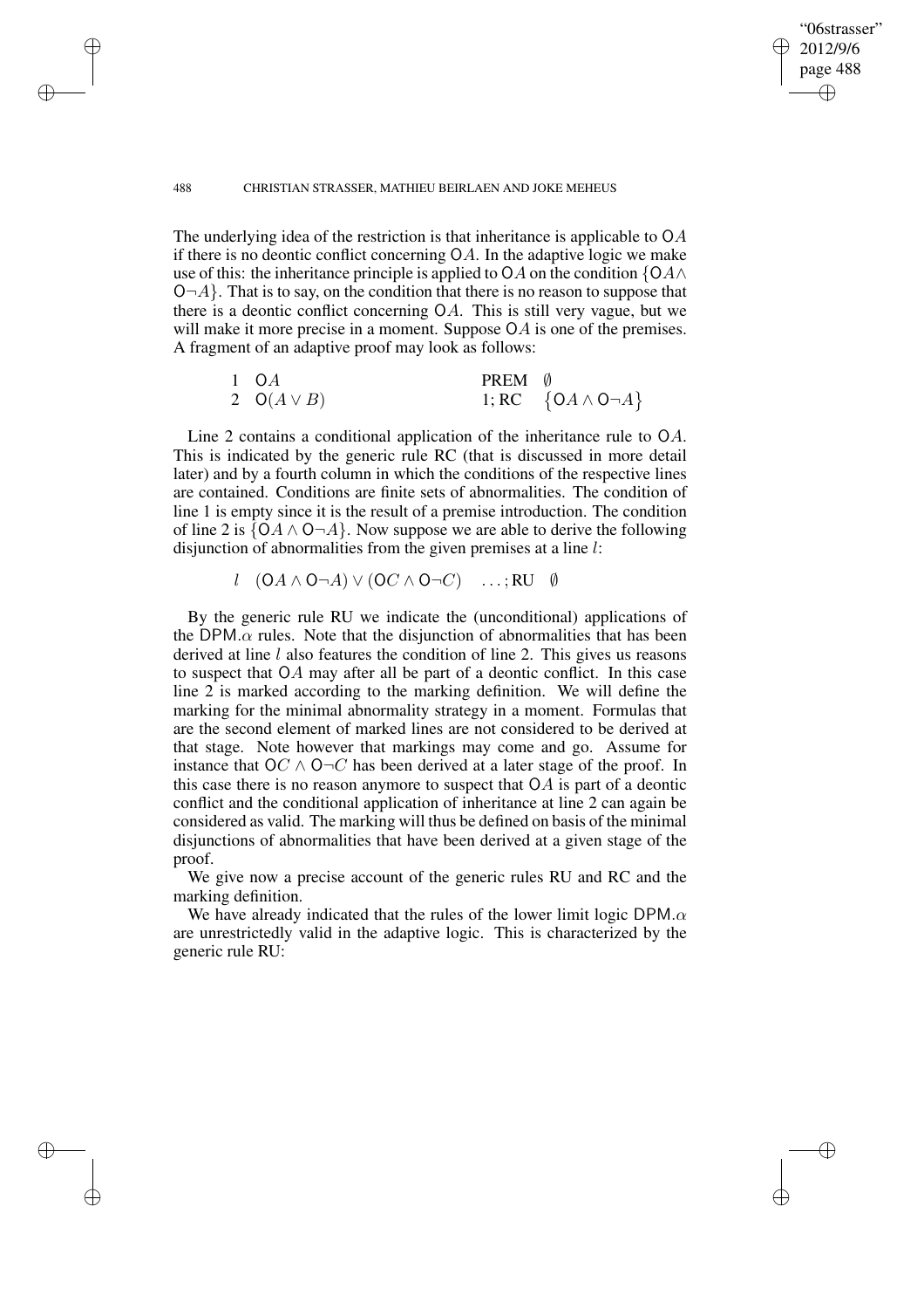The underlying idea of the restriction is that inheritance is applicable to $\mathsf{O}A$ if there is no deontic conflict concerning $\mathsf{O}A$. In the adaptive logic we make use of this: the inheritance principle is applied to $\mathsf{O}A$ on the condition $\{\mathsf{O}A \wedge \mathsf{O}\neg A\}$. That is to say, on the condition that there is no reason to suppose that there is a deontic conflict concerning $\mathsf{O}A$. This is still very vague, but we will make it more precise in a moment. Suppose $\mathsf{O}A$ is one of the premises. A fragment of an adaptive proof may look as follows:

| | | | |
|---|---|---|---|
| 1 | $\mathsf{O}A$ | PREM | $\emptyset$ |
| 2 | $\mathsf{O}(A \vee B)$ | 1; RC | $\{\mathsf{O}A \wedge \mathsf{O}\neg A\}$ |

Line 2 contains a conditional application of the inheritance rule to $\mathsf{O}A$. This is indicated by the generic rule RC (that is discussed in more detail later) and by a fourth column in which the conditions of the respective lines are contained. Conditions are finite sets of abnormalities. The condition of line 1 is empty since it is the result of a premise introduction. The condition of line 2 is $\{\mathsf{O}A \wedge \mathsf{O}\neg A\}$. Now suppose we are able to derive the following disjunction of abnormalities from the given premises at a line $l$:

| | | | |
|---|---|---|---|
| $l$ | $(\mathsf{O}A \wedge \mathsf{O}\neg A) \vee (\mathsf{O}C \wedge \mathsf{O}\neg C)$ | $\ldots$; RU | $\emptyset$ |

By the generic rule RU we indicate the (unconditional) applications of the $\mathsf{DPM}.\alpha$ rules. Note that the disjunction of abnormalities that has been derived at line $l$ also features the condition of line 2. This gives us reasons to suspect that $\mathsf{O}A$ may after all be part of a deontic conflict. In this case line 2 is marked according to the marking definition. We will define the marking for the minimal abnormality strategy in a moment. Formulas that are the second element of marked lines are not considered to be derived at that stage. Note however that markings may come and go. Assume for instance that $\mathsf{O}C \wedge \mathsf{O}\neg C$ has been derived at a later stage of the proof. In this case there is no reason anymore to suspect that $\mathsf{O}A$ is part of a deontic conflict and the conditional application of inheritance at line 2 can again be considered as valid. The marking will thus be defined on basis of the minimal disjunctions of abnormalities that have been derived at a given stage of the proof.

We give now a precise account of the generic rules RU and RC and the marking definition.

We have already indicated that the rules of the lower limit logic $\mathsf{DPM}.\alpha$ are unrestrictedly valid in the adaptive logic. This is characterized by the generic rule RU: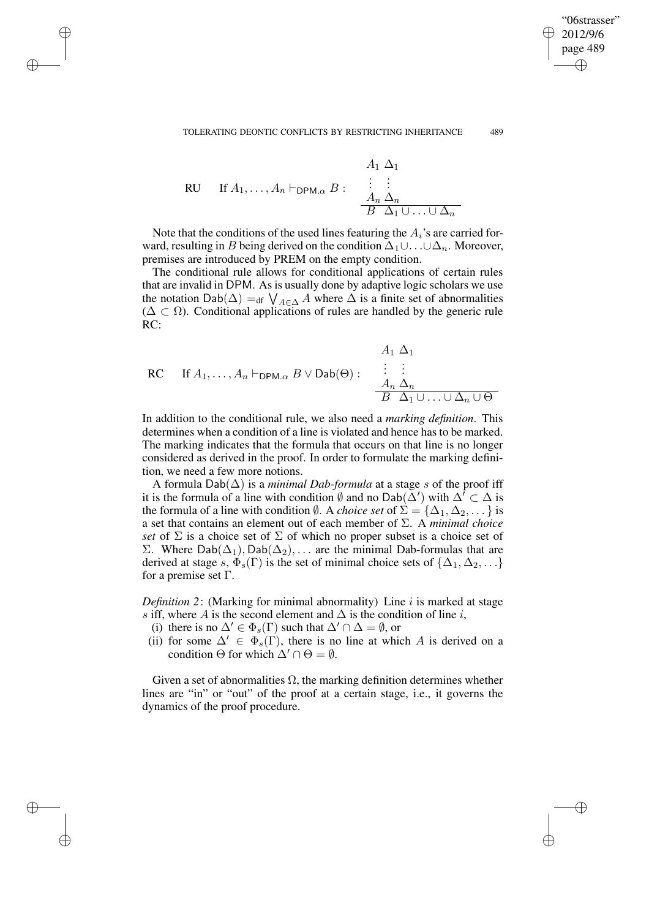$$\text{RU} \qquad \text{If } A_1, \ldots, A_n \vdash_{\mathsf{DPM}.\alpha} B: \qquad \begin{array}{ll} A_1 & \Delta_1 \\ \vdots & \vdots \\ A_n & \Delta_n \\ \hline B & \Delta_1 \cup \ldots \cup \Delta_n \end{array}$$

Note that the conditions of the used lines featuring the $A_i$'s are carried forward, resulting in $B$ being derived on the condition $\Delta_1 \cup \ldots \cup \Delta_n$. Moreover, premises are introduced by PREM on the empty condition.

The conditional rule allows for conditional applications of certain rules that are invalid in DPM. As is usually done by adaptive logic scholars we use the notation $\mathsf{Dab}(\Delta) =_{\text{df}} \bigvee_{A \in \Delta} A$ where $\Delta$ is a finite set of abnormalities ($\Delta \subset \Omega$). Conditional applications of rules are handled by the generic rule RC:

$$\text{RC} \qquad \text{If } A_1, \ldots, A_n \vdash_{\mathsf{DPM}.\alpha} B \vee \mathsf{Dab}(\Theta): \qquad \begin{array}{ll} A_1 & \Delta_1 \\ \vdots & \vdots \\ A_n & \Delta_n \\ \hline B & \Delta_1 \cup \ldots \cup \Delta_n \cup \Theta \end{array}$$

In addition to the conditional rule, we also need a *marking definition*. This determines when a condition of a line is violated and hence has to be marked. The marking indicates that the formula that occurs on that line is no longer considered as derived in the proof. In order to formulate the marking definition, we need a few more notions.

A formula $\mathsf{Dab}(\Delta)$ is a *minimal Dab-formula* at a stage $s$ of the proof iff it is the formula of a line with condition $\emptyset$ and no $\mathsf{Dab}(\Delta')$ with $\Delta' \subset \Delta$ is the formula of a line with condition $\emptyset$. A *choice set* of $\Sigma = \{\Delta_1, \Delta_2, \ldots\}$ is a set that contains an element out of each member of $\Sigma$. A *minimal choice set* of $\Sigma$ is a choice set of $\Sigma$ of which no proper subset is a choice set of $\Sigma$. Where $\mathsf{Dab}(\Delta_1), \mathsf{Dab}(\Delta_2), \ldots$ are the minimal Dab-formulas that are derived at stage $s$, $\Phi_s(\Gamma)$ is the set of minimal choice sets of $\{\Delta_1, \Delta_2, \ldots\}$ for a premise set $\Gamma$.

*Definition 2*: (Marking for minimal abnormality) Line $i$ is marked at stage $s$ iff, where $A$ is the second element and $\Delta$ is the condition of line $i$,

(i) there is no $\Delta' \in \Phi_s(\Gamma)$ such that $\Delta' \cap \Delta = \emptyset$, or

(ii) for some $\Delta' \in \Phi_s(\Gamma)$, there is no line at which $A$ is derived on a condition $\Theta$ for which $\Delta' \cap \Theta = \emptyset$.

Given a set of abnormalities $\Omega$, the marking definition determines whether lines are "in" or "out" of the proof at a certain stage, i.e., it governs the dynamics of the proof procedure.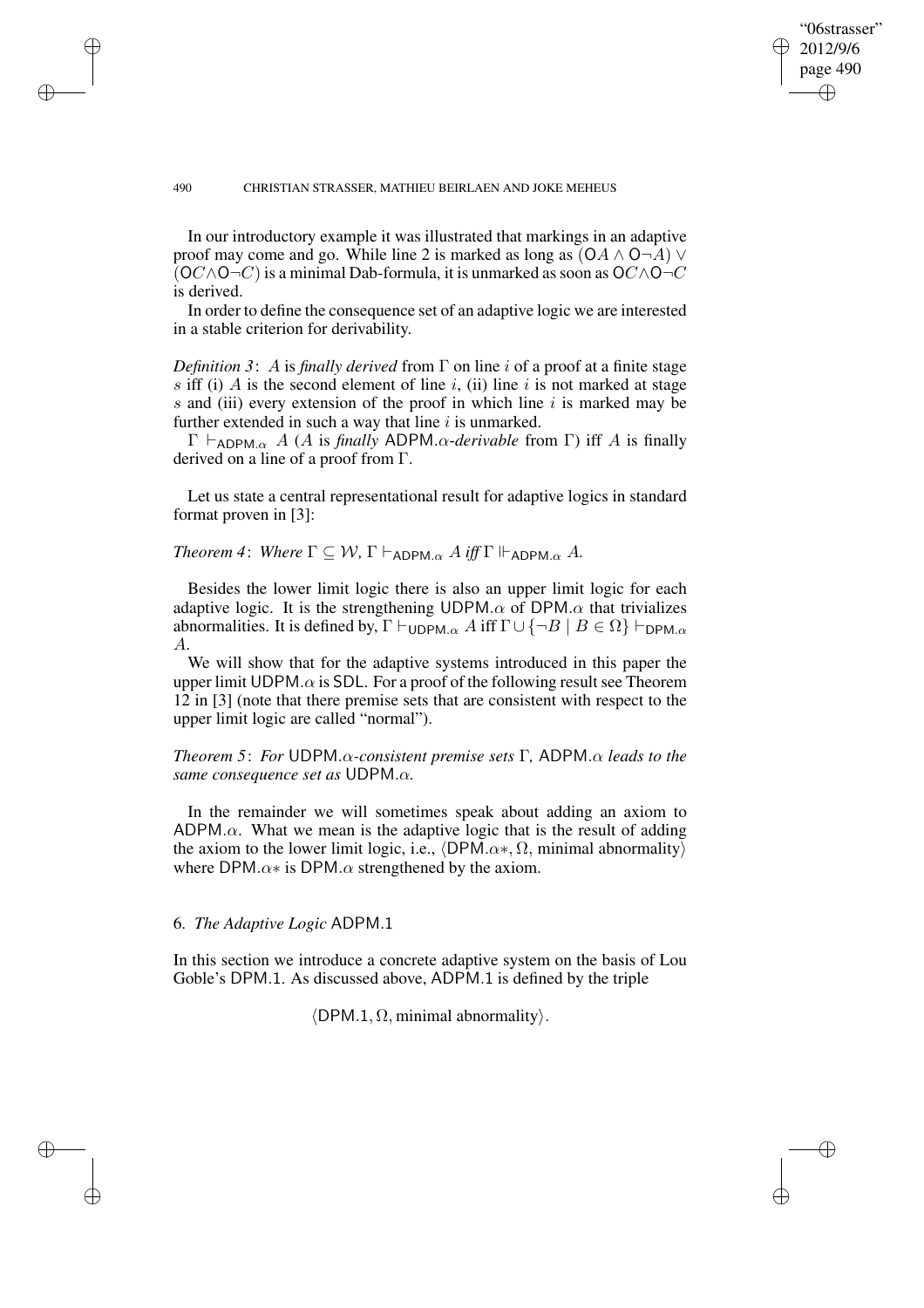In our introductory example it was illustrated that markings in an adaptive proof may come and go. While line 2 is marked as long as $(\mathsf{O}A \wedge \mathsf{O}\neg A) \vee (\mathsf{O}C \wedge \mathsf{O}\neg C)$ is a minimal Dab-formula, it is unmarked as soon as $\mathsf{O}C \wedge \mathsf{O}\neg C$ is derived.

In order to define the consequence set of an adaptive logic we are interested in a stable criterion for derivability.

*Definition 3*: $A$ is *finally derived* from $\Gamma$ on line $i$ of a proof at a finite stage $s$ iff (i) $A$ is the second element of line $i$, (ii) line $i$ is not marked at stage $s$ and (iii) every extension of the proof in which line $i$ is marked may be further extended in such a way that line $i$ is unmarked.

$\Gamma \vdash_{\mathsf{ADPM}.\alpha} A$ ($A$ is *finally* $\mathsf{ADPM}.\alpha$*-derivable* from $\Gamma$) iff $A$ is finally derived on a line of a proof from $\Gamma$.

Let us state a central representational result for adaptive logics in standard format proven in [3]:

*Theorem 4*: *Where* $\Gamma \subseteq \mathcal{W}$*,* $\Gamma \vdash_{\mathsf{ADPM}.\alpha} A$ *iff* $\Gamma \Vdash_{\mathsf{ADPM}.\alpha} A$*.*

Besides the lower limit logic there is also an upper limit logic for each adaptive logic. It is the strengthening $\mathsf{UDPM}.\alpha$ of $\mathsf{DPM}.\alpha$ that trivializes abnormalities. It is defined by, $\Gamma \vdash_{\mathsf{UDPM}.\alpha} A$ iff $\Gamma \cup \{\neg B \mid B \in \Omega\} \vdash_{\mathsf{DPM}.\alpha} A$.

We will show that for the adaptive systems introduced in this paper the upper limit $\mathsf{UDPM}.\alpha$ is SDL. For a proof of the following result see Theorem 12 in [3] (note that there premise sets that are consistent with respect to the upper limit logic are called "normal").

*Theorem 5*: *For* $\mathsf{UDPM}.\alpha$*-consistent premise sets* $\Gamma$*,* $\mathsf{ADPM}.\alpha$ *leads to the same consequence set as* $\mathsf{UDPM}.\alpha$*.*

In the remainder we will sometimes speak about adding an axiom to $\mathsf{ADPM}.\alpha$. What we mean is the adaptive logic that is the result of adding the axiom to the lower limit logic, i.e., $\langle \mathsf{DPM}.\alpha*, \Omega, \text{minimal abnormality}\rangle$ where $\mathsf{DPM}.\alpha*$ is $\mathsf{DPM}.\alpha$ strengthened by the axiom.

## 6. *The Adaptive Logic* ADPM.1

In this section we introduce a concrete adaptive system on the basis of Lou Goble's DPM.1. As discussed above, ADPM.1 is defined by the triple

$$\langle \mathsf{DPM.1}, \Omega, \text{minimal abnormality}\rangle.$$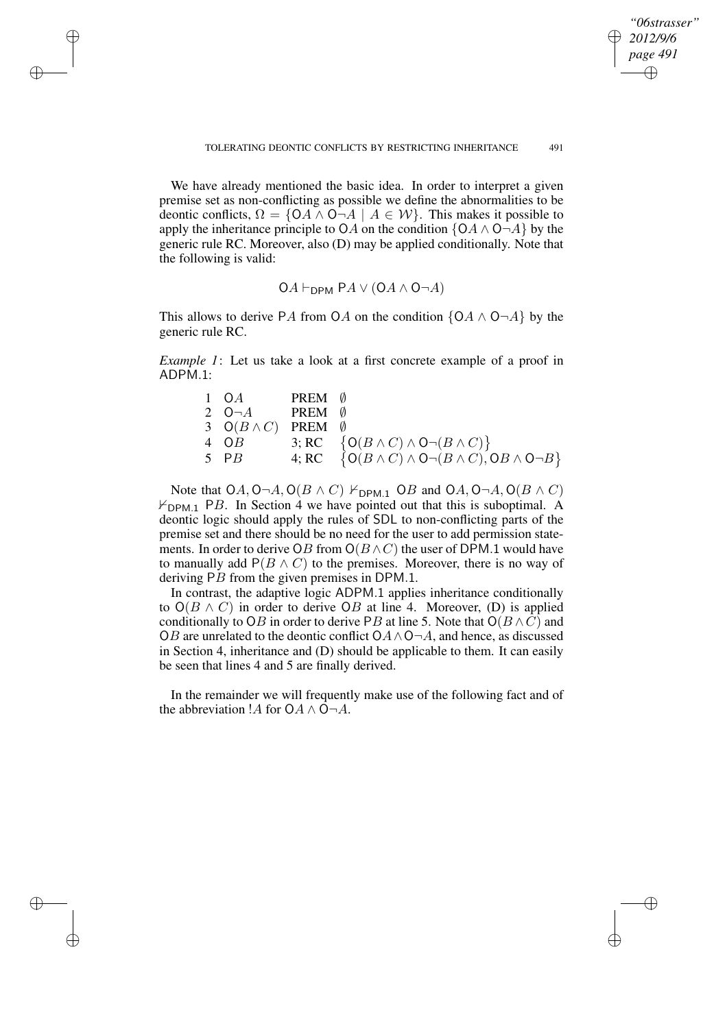We have already mentioned the basic idea. In order to interpret a given premise set as non-conflicting as possible we define the abnormalities to be deontic conflicts, $\Omega = \{\mathsf{O}A \wedge \mathsf{O}\neg A \mid A \in \mathcal{W}\}$. This makes it possible to apply the inheritance principle to $\mathsf{O}A$ on the condition $\{\mathsf{O}A \wedge \mathsf{O}\neg A\}$ by the generic rule RC. Moreover, also (D) may be applied conditionally. Note that the following is valid:

$$\mathsf{O}A \vdash_{\mathsf{DPM}} \mathsf{P}A \vee (\mathsf{O}A \wedge \mathsf{O}\neg A)$$

This allows to derive $\mathsf{P}A$ from $\mathsf{O}A$ on the condition $\{\mathsf{O}A \wedge \mathsf{O}\neg A\}$ by the generic rule RC.

*Example 1*: Let us take a look at a first concrete example of a proof in ADPM.1:

| | | | |
|---|---|---|---|
| 1 | $\mathsf{O}A$ | PREM | $\emptyset$ |
| 2 | $\mathsf{O}\neg A$ | PREM | $\emptyset$ |
| 3 | $\mathsf{O}(B \wedge C)$ | PREM | $\emptyset$ |
| 4 | $\mathsf{O}B$ | 3; RC | $\{\mathsf{O}(B \wedge C) \wedge \mathsf{O}\neg(B \wedge C)\}$ |
| 5 | $\mathsf{P}B$ | 4; RC | $\{\mathsf{O}(B \wedge C) \wedge \mathsf{O}\neg(B \wedge C), \mathsf{O}B \wedge \mathsf{O}\neg B\}$ |

Note that $\mathsf{O}A, \mathsf{O}\neg A, \mathsf{O}(B \wedge C) \nvdash_{\mathsf{DPM.1}} \mathsf{O}B$ and $\mathsf{O}A, \mathsf{O}\neg A, \mathsf{O}(B \wedge C) \nvdash_{\mathsf{DPM.1}} \mathsf{P}B$. In Section 4 we have pointed out that this is suboptimal. A deontic logic should apply the rules of SDL to non-conflicting parts of the premise set and there should be no need for the user to add permission statements. In order to derive $\mathsf{O}B$ from $\mathsf{O}(B \wedge C)$ the user of DPM.1 would have to manually add $\mathsf{P}(B \wedge C)$ to the premises. Moreover, there is no way of deriving $\mathsf{P}B$ from the given premises in DPM.1.

In contrast, the adaptive logic ADPM.1 applies inheritance conditionally to $\mathsf{O}(B \wedge C)$ in order to derive $\mathsf{O}B$ at line 4. Moreover, (D) is applied conditionally to $\mathsf{O}B$ in order to derive $\mathsf{P}B$ at line 5. Note that $\mathsf{O}(B \wedge C)$ and $\mathsf{O}B$ are unrelated to the deontic conflict $\mathsf{O}A \wedge \mathsf{O}\neg A$, and hence, as discussed in Section 4, inheritance and (D) should be applicable to them. It can easily be seen that lines 4 and 5 are finally derived.

In the remainder we will frequently make use of the following fact and of the abbreviation $!A$ for $\mathsf{O}A \wedge \mathsf{O}\neg A$.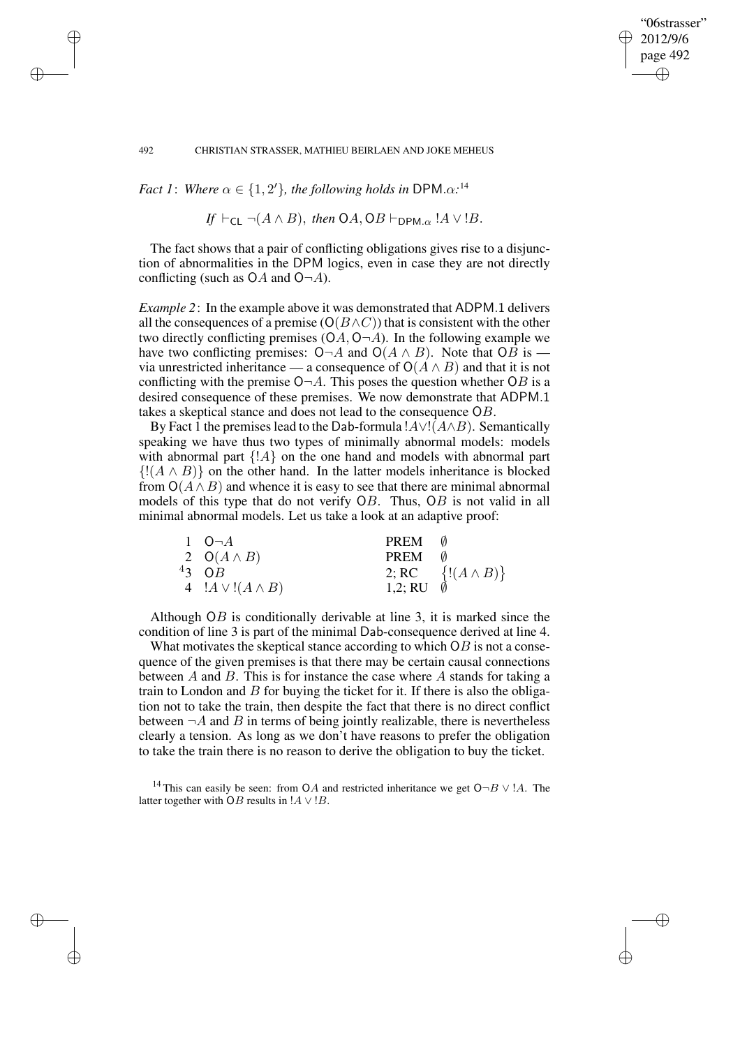*Fact 1*: *Where* $\alpha \in \{1, 2'\}$*, the following holds in* DPM.$\alpha$*:*[14]

$$\textit{If } \vdash_{\mathsf{CL}} \neg(A \wedge B), \textit{ then } \mathsf{O}A, \mathsf{O}B \vdash_{\mathsf{DPM}.\alpha} !A \vee !B.$$

The fact shows that a pair of conflicting obligations gives rise to a disjunction of abnormalities in the DPM logics, even in case they are not directly conflicting (such as $\mathsf{O}A$ and $\mathsf{O}\neg A$).

*Example 2*: In the example above it was demonstrated that ADPM.1 delivers all the consequences of a premise ($\mathsf{O}(B \wedge C)$) that is consistent with the other two directly conflicting premises ($\mathsf{O}A, \mathsf{O}\neg A$). In the following example we have two conflicting premises: $\mathsf{O}\neg A$ and $\mathsf{O}(A \wedge B)$. Note that $\mathsf{O}B$ is — via unrestricted inheritance — a consequence of $\mathsf{O}(A \wedge B)$ and that it is not conflicting with the premise $\mathsf{O}\neg A$. This poses the question whether $\mathsf{O}B$ is a desired consequence of these premises. We now demonstrate that ADPM.1 takes a skeptical stance and does not lead to the consequence $\mathsf{O}B$.

By Fact 1 the premises lead to the Dab-formula $!A \vee !(A \wedge B)$. Semantically speaking we have thus two types of minimally abnormal models: models with abnormal part $\{!A\}$ on the one hand and models with abnormal part $\{!(A \wedge B)\}$ on the other hand. In the latter models inheritance is blocked from $\mathsf{O}(A \wedge B)$ and whence it is easy to see that there are minimal abnormal models of this type that do not verify $\mathsf{O}B$. Thus, $\mathsf{O}B$ is not valid in all minimal abnormal models. Let us take a look at an adaptive proof:

| | | | |
|---|---|---|---|
| 1 | $\mathsf{O}\neg A$ | PREM | $\emptyset$ |
| 2 | $\mathsf{O}(A \wedge B)$ | PREM | $\emptyset$ |
| $^4$3 | $\mathsf{O}B$ | 2; RC | $\{!(A \wedge B)\}$ |
| 4 | $!A \vee !(A \wedge B)$ | 1,2; RU | $\emptyset$ |

Although $\mathsf{O}B$ is conditionally derivable at line 3, it is marked since the condition of line 3 is part of the minimal Dab-consequence derived at line 4.

What motivates the skeptical stance according to which $\mathsf{O}B$ is not a consequence of the given premises is that there may be certain causal connections between $A$ and $B$. This is for instance the case where $A$ stands for taking a train to London and $B$ for buying the ticket for it. If there is also the obligation not to take the train, then despite the fact that there is no direct conflict between $\neg A$ and $B$ in terms of being jointly realizable, there is nevertheless clearly a tension. As long as we don't have reasons to prefer the obligation to take the train there is no reason to derive the obligation to buy the ticket.

[14] This can easily be seen: from $\mathsf{O}A$ and restricted inheritance we get $\mathsf{O}\neg B \vee !A$. The latter together with $\mathsf{O}B$ results in $!A \vee !B$.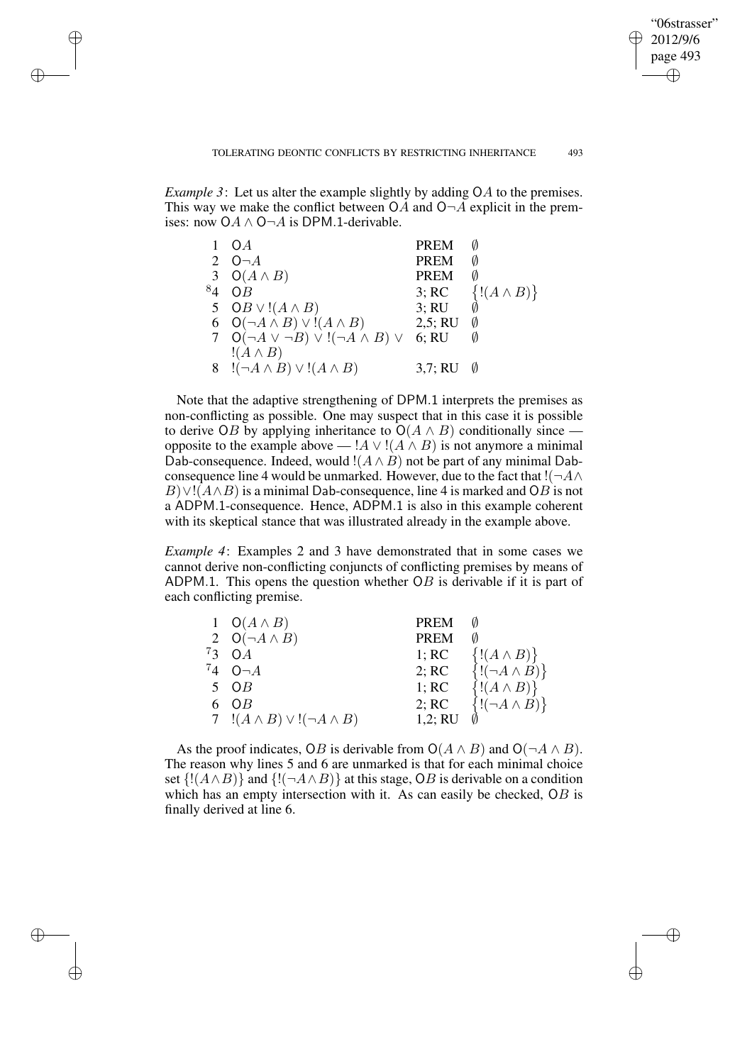*Example 3*: Let us alter the example slightly by adding $\mathsf{O}A$ to the premises. This way we make the conflict between $\mathsf{O}A$ and $\mathsf{O}\neg A$ explicit in the premises: now $\mathsf{O}A \wedge \mathsf{O}\neg A$ is DPM.1-derivable.

| | | | |
|---|---|---|---|
| 1 | $\mathsf{O}A$ | PREM | $\emptyset$ |
| 2 | $\mathsf{O}\neg A$ | PREM | $\emptyset$ |
| 3 | $\mathsf{O}(A \wedge B)$ | PREM | $\emptyset$ |
| [8]4 | $\mathsf{O}B$ | 3; RC | $\{!(A \wedge B)\}$ |
| 5 | $\mathsf{O}B \vee !(A \wedge B)$ | 3; RU | $\emptyset$ |
| 6 | $\mathsf{O}(\neg A \wedge B) \vee !(A \wedge B)$ | 2,5; RU | $\emptyset$ |
| 7 | $\mathsf{O}(\neg A \vee \neg B) \vee !(\neg A \wedge B) \vee !(A \wedge B)$ | 6; RU | $\emptyset$ |
| 8 | $!(\neg A \wedge B) \vee !(A \wedge B)$ | 3,7; RU | $\emptyset$ |

Note that the adaptive strengthening of DPM.1 interprets the premises as non-conflicting as possible. One may suspect that in this case it is possible to derive $\mathsf{O}B$ by applying inheritance to $\mathsf{O}(A \wedge B)$ conditionally since — opposite to the example above — $!A \vee !(A \wedge B)$ is not anymore a minimal Dab-consequence. Indeed, would $!(A \wedge B)$ not be part of any minimal Dab-consequence line 4 would be unmarked. However, due to the fact that $!(\neg A \wedge B) \vee !(A \wedge B)$ is a minimal Dab-consequence, line 4 is marked and $\mathsf{O}B$ is not a ADPM.1-consequence. Hence, ADPM.1 is also in this example coherent with its skeptical stance that was illustrated already in the example above.

*Example 4*: Examples 2 and 3 have demonstrated that in some cases we cannot derive non-conflicting conjuncts of conflicting premises by means of ADPM.1. This opens the question whether $\mathsf{O}B$ is derivable if it is part of each conflicting premise.

| | | | |
|---|---|---|---|
| 1 | $\mathsf{O}(A \wedge B)$ | PREM | $\emptyset$ |
| 2 | $\mathsf{O}(\neg A \wedge B)$ | PREM | $\emptyset$ |
| [7]3 | $\mathsf{O}A$ | 1; RC | $\{!(A \wedge B)\}$ |
| [7]4 | $\mathsf{O}\neg A$ | 2; RC | $\{!(\neg A \wedge B)\}$ |
| 5 | $\mathsf{O}B$ | 1; RC | $\{!(A \wedge B)\}$ |
| 6 | $\mathsf{O}B$ | 2; RC | $\{!(\neg A \wedge B)\}$ |
| 7 | $!(A \wedge B) \vee !(\neg A \wedge B)$ | 1,2; RU | $\emptyset$ |

As the proof indicates, $\mathsf{O}B$ is derivable from $\mathsf{O}(A \wedge B)$ and $\mathsf{O}(\neg A \wedge B)$. The reason why lines 5 and 6 are unmarked is that for each minimal choice set $\{!(A \wedge B)\}$ and $\{!(\neg A \wedge B)\}$ at this stage, $\mathsf{O}B$ is derivable on a condition which has an empty intersection with it. As can easily be checked, $\mathsf{O}B$ is finally derived at line 6.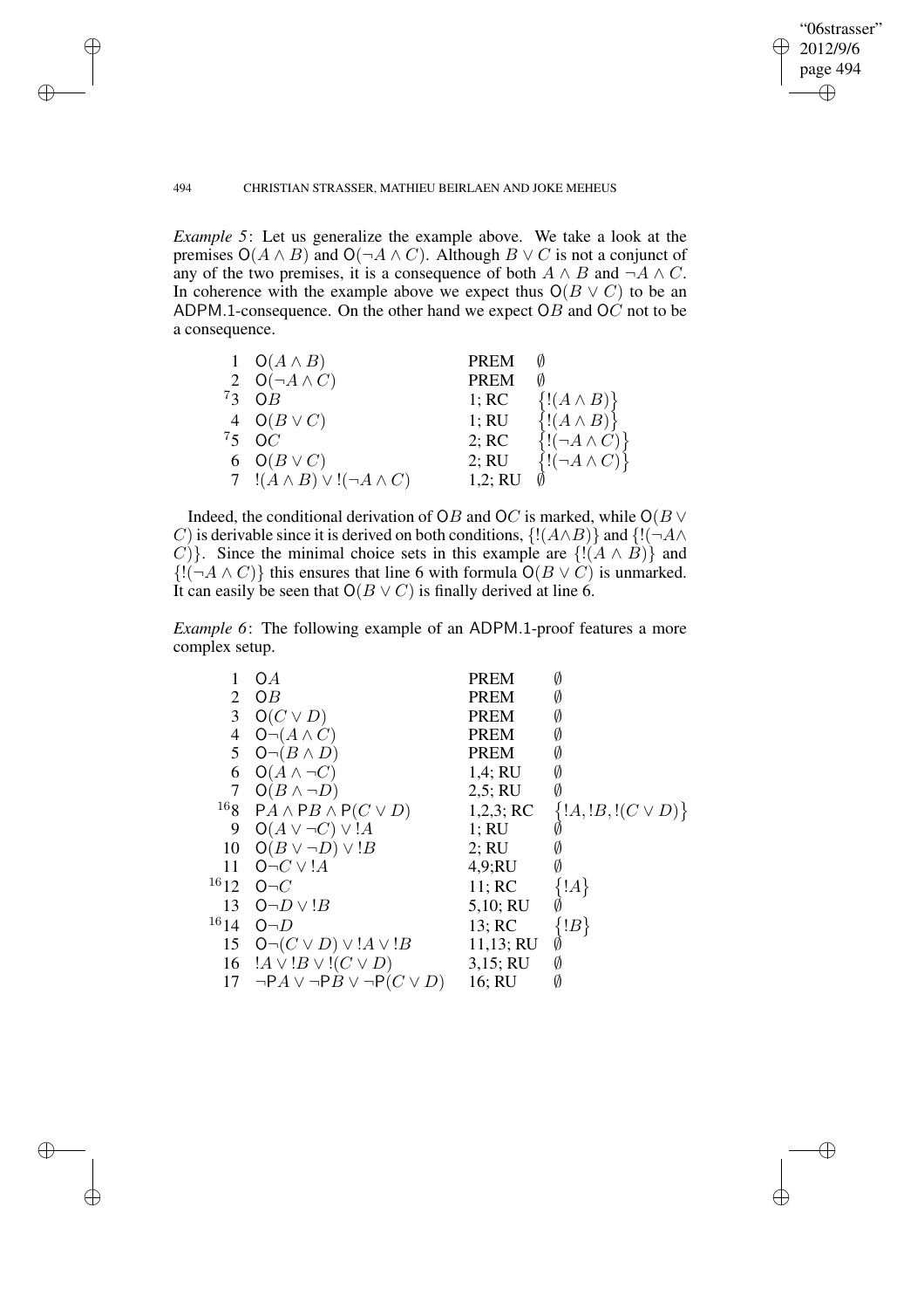*Example 5*: Let us generalize the example above. We take a look at the premises $\mathsf{O}(A \wedge B)$ and $\mathsf{O}(\neg A \wedge C)$. Although $B \vee C$ is not a conjunct of any of the two premises, it is a consequence of both $A \wedge B$ and $\neg A \wedge C$. In coherence with the example above we expect thus $\mathsf{O}(B \vee C)$ to be an ADPM.1-consequence. On the other hand we expect $\mathsf{O}B$ and $\mathsf{O}C$ not to be a consequence.

| | | | |
|---|---|---|---|
| 1 | $\mathsf{O}(A \wedge B)$ | PREM | $\emptyset$ |
| 2 | $\mathsf{O}(\neg A \wedge C)$ | PREM | $\emptyset$ |
| [7]3 | $\mathsf{O}B$ | 1; RC | $\{!(A \wedge B)\}$ |
| 4 | $\mathsf{O}(B \vee C)$ | 1; RU | $\{!(A \wedge B)\}$ |
| [7]5 | $\mathsf{O}C$ | 2; RC | $\{!(\neg A \wedge C)\}$ |
| 6 | $\mathsf{O}(B \vee C)$ | 2; RU | $\{!(\neg A \wedge C)\}$ |
| 7 | $!(A \wedge B) \vee !(\neg A \wedge C)$ | 1,2; RU | $\emptyset$ |

Indeed, the conditional derivation of $\mathsf{O}B$ and $\mathsf{O}C$ is marked, while $\mathsf{O}(B \vee C)$ is derivable since it is derived on both conditions, $\{!(A \wedge B)\}$ and $\{!(\neg A \wedge C)\}$. Since the minimal choice sets in this example are $\{!(A \wedge B)\}$ and $\{!(\neg A \wedge C)\}$ this ensures that line 6 with formula $\mathsf{O}(B \vee C)$ is unmarked. It can easily be seen that $\mathsf{O}(B \vee C)$ is finally derived at line 6.

*Example 6*: The following example of an ADPM.1-proof features a more complex setup.

| | | | |
|---|---|---|---|
| 1 | $\mathsf{O}A$ | PREM | $\emptyset$ |
| 2 | $\mathsf{O}B$ | PREM | $\emptyset$ |
| 3 | $\mathsf{O}(C \vee D)$ | PREM | $\emptyset$ |
| 4 | $\mathsf{O}\neg(A \wedge C)$ | PREM | $\emptyset$ |
| 5 | $\mathsf{O}\neg(B \wedge D)$ | PREM | $\emptyset$ |
| 6 | $\mathsf{O}(A \wedge \neg C)$ | 1,4; RU | $\emptyset$ |
| 7 | $\mathsf{O}(B \wedge \neg D)$ | 2,5; RU | $\emptyset$ |
| [16]8 | $\mathsf{P}A \wedge \mathsf{P}B \wedge \mathsf{P}(C \vee D)$ | 1,2,3; RC | $\{!A, !B, !(C \vee D)\}$ |
| 9 | $\mathsf{O}(A \vee \neg C) \vee !A$ | 1; RU | $\emptyset$ |
| 10 | $\mathsf{O}(B \vee \neg D) \vee !B$ | 2; RU | $\emptyset$ |
| 11 | $\mathsf{O}\neg C \vee !A$ | 4,9;RU | $\emptyset$ |
| [16]12 | $\mathsf{O}\neg C$ | 11; RC | $\{!A\}$ |
| 13 | $\mathsf{O}\neg D \vee !B$ | 5,10; RU | $\emptyset$ |
| [16]14 | $\mathsf{O}\neg D$ | 13; RC | $\{!B\}$ |
| 15 | $\mathsf{O}\neg(C \vee D) \vee !A \vee !B$ | 11,13; RU | $\emptyset$ |
| 16 | $!A \vee !B \vee !(C \vee D)$ | 3,15; RU | $\emptyset$ |
| 17 | $\neg\mathsf{P}A \vee \neg\mathsf{P}B \vee \neg\mathsf{P}(C \vee D)$ | 16; RU | $\emptyset$ |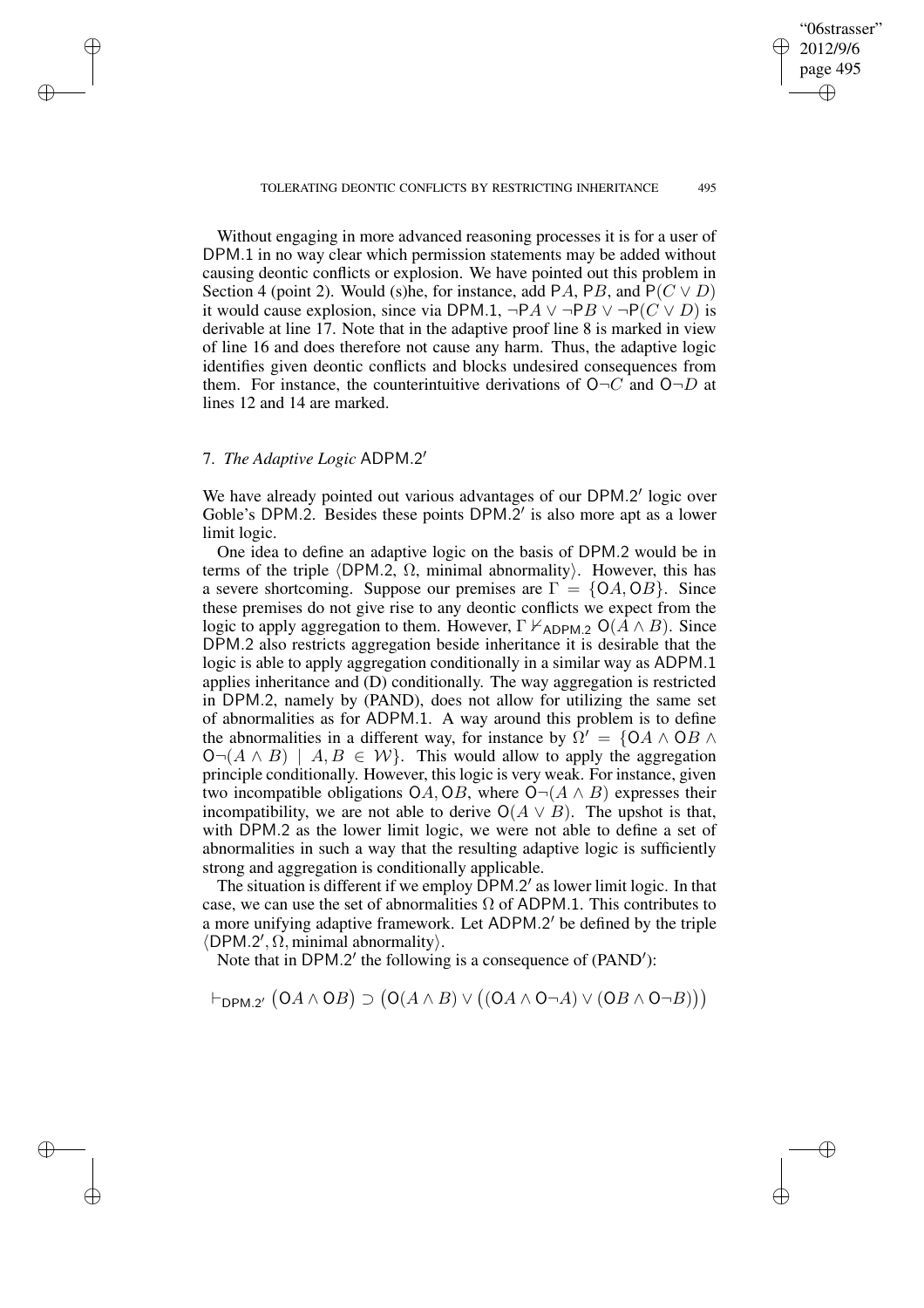Without engaging in more advanced reasoning processes it is for a user of DPM.1 in no way clear which permission statements may be added without causing deontic conflicts or explosion. We have pointed out this problem in Section 4 (point 2). Would (s)he, for instance, add $\mathsf{P}A$, $\mathsf{P}B$, and $\mathsf{P}(C \vee D)$ it would cause explosion, since via DPM.1, $\neg\mathsf{P}A \vee \neg\mathsf{P}B \vee \neg\mathsf{P}(C \vee D)$ is derivable at line 17. Note that in the adaptive proof line 8 is marked in view of line 16 and does therefore not cause any harm. Thus, the adaptive logic identifies given deontic conflicts and blocks undesired consequences from them. For instance, the counterintuitive derivations of $\mathsf{O}\neg C$ and $\mathsf{O}\neg D$ at lines 12 and 14 are marked.

## 7. *The Adaptive Logic* ADPM.2′

We have already pointed out various advantages of our DPM.2′ logic over Goble's DPM.2. Besides these points DPM.2′ is also more apt as a lower limit logic.

One idea to define an adaptive logic on the basis of DPM.2 would be in terms of the triple $\langle \mathsf{DPM.2}, \Omega, \text{minimal abnormality}\rangle$. However, this has a severe shortcoming. Suppose our premises are $\Gamma = \{\mathsf{O}A, \mathsf{O}B\}$. Since these premises do not give rise to any deontic conflicts we expect from the logic to apply aggregation to them. However, $\Gamma \nvdash_{\mathsf{ADPM.2}} \mathsf{O}(A \wedge B)$. Since DPM.2 also restricts aggregation beside inheritance it is desirable that the logic is able to apply aggregation conditionally in a similar way as ADPM.1 applies inheritance and (D) conditionally. The way aggregation is restricted in DPM.2, namely by (PAND), does not allow for utilizing the same set of abnormalities as for ADPM.1. A way around this problem is to define the abnormalities in a different way, for instance by $\Omega' = \{\mathsf{O}A \wedge \mathsf{O}B \wedge \mathsf{O}\neg(A \wedge B) \mid A, B \in \mathcal{W}\}$. This would allow to apply the aggregation principle conditionally. However, this logic is very weak. For instance, given two incompatible obligations $\mathsf{O}A, \mathsf{O}B$, where $\mathsf{O}\neg(A \wedge B)$ expresses their incompatibility, we are not able to derive $\mathsf{O}(A \vee B)$. The upshot is that, with DPM.2 as the lower limit logic, we were not able to define a set of abnormalities in such a way that the resulting adaptive logic is sufficiently strong and aggregation is conditionally applicable.

The situation is different if we employ DPM.2′ as lower limit logic. In that case, we can use the set of abnormalities $\Omega$ of ADPM.1. This contributes to a more unifying adaptive framework. Let ADPM.2′ be defined by the triple $\langle \mathsf{DPM.2'}, \Omega, \text{minimal abnormality}\rangle$.

Note that in DPM.2′ the following is a consequence of (PAND′):

$$\vdash_{\mathsf{DPM.2'}} \big(\mathsf{O}A \wedge \mathsf{O}B\big) \supset \big(\mathsf{O}(A \wedge B) \vee \big((\mathsf{O}A \wedge \mathsf{O}\neg A) \vee (\mathsf{O}B \wedge \mathsf{O}\neg B)\big)\big)$$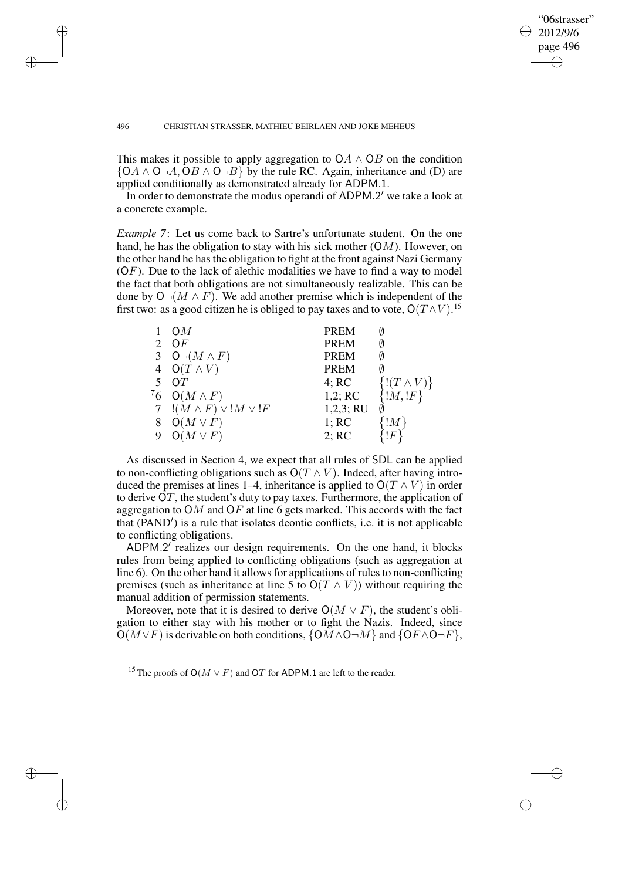This makes it possible to apply aggregation to $\mathsf{O}A \wedge \mathsf{O}B$ on the condition $\{\mathsf{O}A \wedge \mathsf{O}\neg A, \mathsf{O}B \wedge \mathsf{O}\neg B\}$ by the rule RC. Again, inheritance and (D) are applied conditionally as demonstrated already for ADPM.1.

In order to demonstrate the modus operandi of ADPM.2′ we take a look at a concrete example.

*Example 7*: Let us come back to Sartre's unfortunate student. On the one hand, he has the obligation to stay with his sick mother ($\mathsf{O}M$). However, on the other hand he has the obligation to fight at the front against Nazi Germany ($\mathsf{O}F$). Due to the lack of alethic modalities we have to find a way to model the fact that both obligations are not simultaneously realizable. This can be done by $\mathsf{O}\neg(M \wedge F)$. We add another premise which is independent of the first two: as a good citizen he is obliged to pay taxes and to vote, $\mathsf{O}(T \wedge V)$.[15]

| | | | |
|---|---|---|---|
| 1 | $\mathsf{O}M$ | PREM | $\emptyset$ |
| 2 | $\mathsf{O}F$ | PREM | $\emptyset$ |
| 3 | $\mathsf{O}\neg(M \wedge F)$ | PREM | $\emptyset$ |
| 4 | $\mathsf{O}(T \wedge V)$ | PREM | $\emptyset$ |
| 5 | $\mathsf{O}T$ | 4; RC | $\{!(T \wedge V)\}$ |
| $^{7}$6 | $\mathsf{O}(M \wedge F)$ | 1,2; RC | $\{!M, !F\}$ |
| 7 | $!(M \wedge F) \vee !M \vee !F$ | 1,2,3; RU | $\emptyset$ |
| 8 | $\mathsf{O}(M \vee F)$ | 1; RC | $\{!M\}$ |
| 9 | $\mathsf{O}(M \vee F)$ | 2; RC | $\{!F\}$ |

As discussed in Section 4, we expect that all rules of SDL can be applied to non-conflicting obligations such as $\mathsf{O}(T \wedge V)$. Indeed, after having introduced the premises at lines 1–4, inheritance is applied to $\mathsf{O}(T \wedge V)$ in order to derive $\mathsf{O}T$, the student's duty to pay taxes. Furthermore, the application of aggregation to $\mathsf{O}M$ and $\mathsf{O}F$ at line 6 gets marked. This accords with the fact that (PAND′) is a rule that isolates deontic conflicts, i.e. it is not applicable to conflicting obligations.

ADPM.2′ realizes our design requirements. On the one hand, it blocks rules from being applied to conflicting obligations (such as aggregation at line 6). On the other hand it allows for applications of rules to non-conflicting premises (such as inheritance at line 5 to $\mathsf{O}(T \wedge V)$) without requiring the manual addition of permission statements.

Moreover, note that it is desired to derive $\mathsf{O}(M \vee F)$, the student's obligation to either stay with his mother or to fight the Nazis. Indeed, since $\mathsf{O}(M \vee F)$ is derivable on both conditions, $\{\mathsf{O}M \wedge \mathsf{O}\neg M\}$ and $\{\mathsf{O}F \wedge \mathsf{O}\neg F\}$,

[15] The proofs of $\mathsf{O}(M \vee F)$ and $\mathsf{O}T$ for ADPM.1 are left to the reader.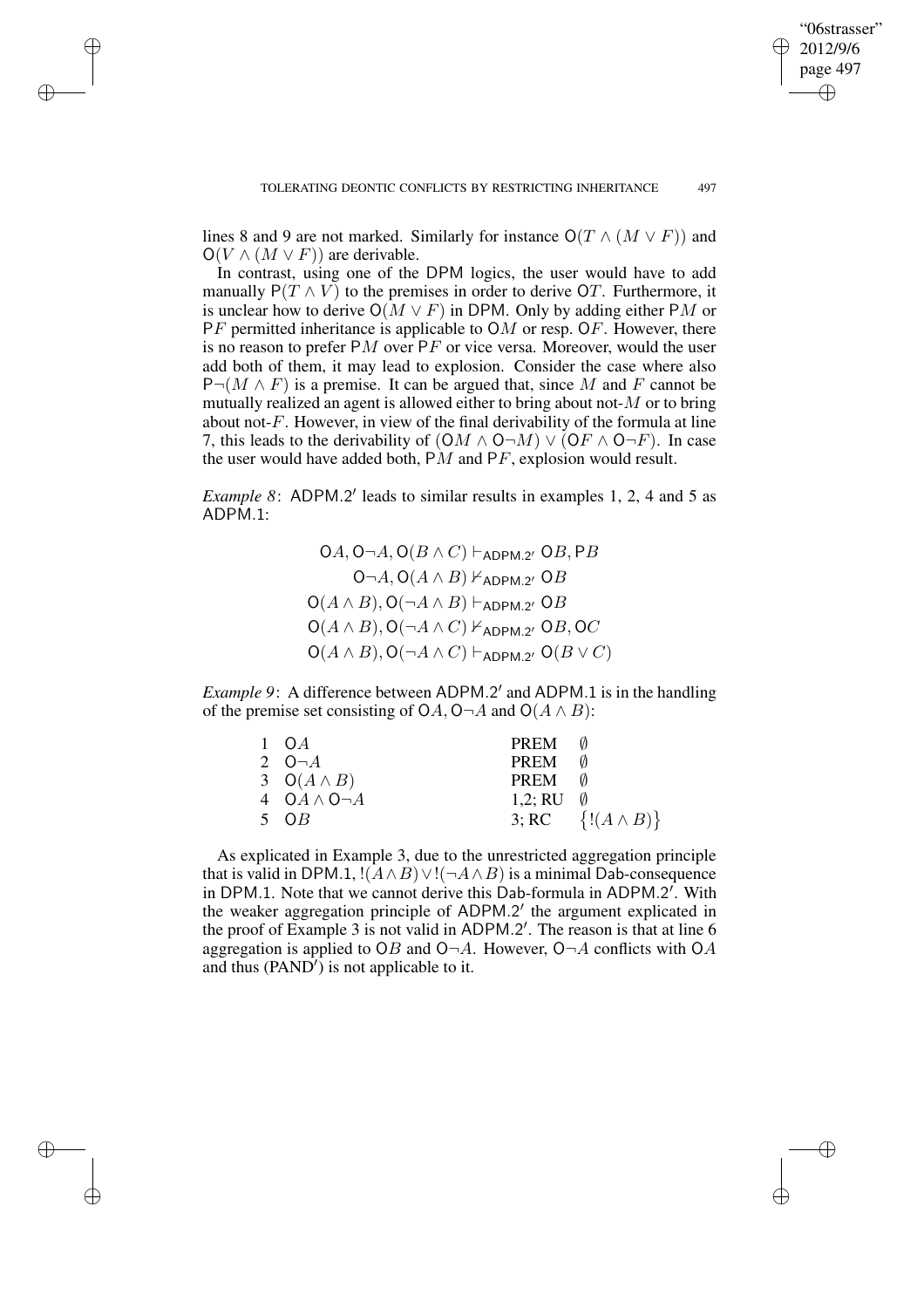lines 8 and 9 are not marked. Similarly for instance $\mathsf{O}(T \wedge (M \vee F))$ and $\mathsf{O}(V \wedge (M \vee F))$ are derivable.

In contrast, using one of the DPM logics, the user would have to add manually $\mathsf{P}(T \wedge V)$ to the premises in order to derive $\mathsf{O}T$. Furthermore, it is unclear how to derive $\mathsf{O}(M \vee F)$ in DPM. Only by adding either $\mathsf{P}M$ or $\mathsf{P}F$ permitted inheritance is applicable to $\mathsf{O}M$ or resp. $\mathsf{O}F$. However, there is no reason to prefer $\mathsf{P}M$ over $\mathsf{P}F$ or vice versa. Moreover, would the user add both of them, it may lead to explosion. Consider the case where also $\mathsf{P}\neg(M \wedge F)$ is a premise. It can be argued that, since $M$ and $F$ cannot be mutually realized an agent is allowed either to bring about not-$M$ or to bring about not-$F$. However, in view of the final derivability of the formula at line 7, this leads to the derivability of $(\mathsf{O}M \wedge \mathsf{O}\neg M) \vee (\mathsf{O}F \wedge \mathsf{O}\neg F)$. In case the user would have added both, $\mathsf{P}M$ and $\mathsf{P}F$, explosion would result.

*Example 8*: ADPM.2′ leads to similar results in examples 1, 2, 4 and 5 as ADPM.1:

$$\mathsf{O}A, \mathsf{O}\neg A, \mathsf{O}(B \wedge C) \vdash_{\mathsf{ADPM.2'}} \mathsf{O}B, \mathsf{P}B$$
$$\mathsf{O}\neg A, \mathsf{O}(A \wedge B) \nvdash_{\mathsf{ADPM.2'}} \mathsf{O}B$$
$$\mathsf{O}(A \wedge B), \mathsf{O}(\neg A \wedge B) \vdash_{\mathsf{ADPM.2'}} \mathsf{O}B$$
$$\mathsf{O}(A \wedge B), \mathsf{O}(\neg A \wedge C) \nvdash_{\mathsf{ADPM.2'}} \mathsf{O}B, \mathsf{O}C$$
$$\mathsf{O}(A \wedge B), \mathsf{O}(\neg A \wedge C) \vdash_{\mathsf{ADPM.2'}} \mathsf{O}(B \vee C)$$

*Example 9*: A difference between ADPM.2′ and ADPM.1 is in the handling of the premise set consisting of $\mathsf{O}A$, $\mathsf{O}\neg A$ and $\mathsf{O}(A \wedge B)$:

| | | | |
|---|---|---|---|
| 1 | $\mathsf{O}A$ | PREM | $\emptyset$ |
| 2 | $\mathsf{O}\neg A$ | PREM | $\emptyset$ |
| 3 | $\mathsf{O}(A \wedge B)$ | PREM | $\emptyset$ |
| 4 | $\mathsf{O}A \wedge \mathsf{O}\neg A$ | 1,2; RU | $\emptyset$ |
| 5 | $\mathsf{O}B$ | 3; RC | $\{!(A \wedge B)\}$ |

As explicated in Example 3, due to the unrestricted aggregation principle that is valid in DPM.1, $!(A \wedge B) \vee !(\neg A \wedge B)$ is a minimal Dab-consequence in DPM.1. Note that we cannot derive this Dab-formula in ADPM.2′. With the weaker aggregation principle of ADPM.2′ the argument explicated in the proof of Example 3 is not valid in ADPM.2′. The reason is that at line 6 aggregation is applied to $\mathsf{O}B$ and $\mathsf{O}\neg A$. However, $\mathsf{O}\neg A$ conflicts with $\mathsf{O}A$ and thus (PAND′) is not applicable to it.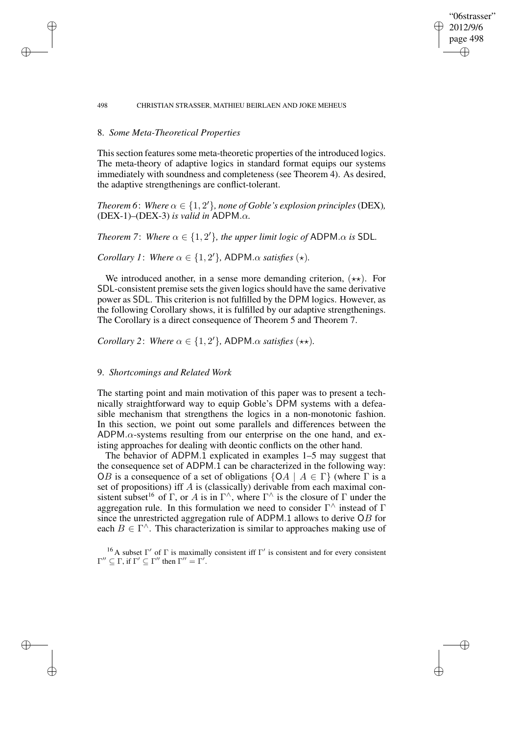## 8. *Some Meta-Theoretical Properties*

This section features some meta-theoretic properties of the introduced logics. The meta-theory of adaptive logics in standard format equips our systems immediately with soundness and completeness (see Theorem 4). As desired, the adaptive strengthenings are conflict-tolerant.

*Theorem 6*: *Where $\alpha \in \{1, 2'\}$, none of Goble's explosion principles* (DEX)*,* (DEX-1)–(DEX-3) *is valid in* $\mathsf{ADPM}.\alpha$*.*

*Theorem 7*: *Where $\alpha \in \{1, 2'\}$, the upper limit logic of* $\mathsf{ADPM}.\alpha$ *is* $\mathsf{SDL}$*.*

*Corollary 1*: *Where $\alpha \in \{1, 2'\}$,* $\mathsf{ADPM}.\alpha$ *satisfies* $(\star)$*.*

We introduced another, in a sense more demanding criterion, $(\star\star)$. For $\mathsf{SDL}$-consistent premise sets the given logics should have the same derivative power as $\mathsf{SDL}$. This criterion is not fulfilled by the $\mathsf{DPM}$ logics. However, as the following Corollary shows, it is fulfilled by our adaptive strengthenings. The Corollary is a direct consequence of Theorem 5 and Theorem 7.

*Corollary 2*: *Where $\alpha \in \{1, 2'\}$,* $\mathsf{ADPM}.\alpha$ *satisfies* $(\star\star)$*.*

## 9. *Shortcomings and Related Work*

The starting point and main motivation of this paper was to present a technically straightforward way to equip Goble's $\mathsf{DPM}$ systems with a defeasible mechanism that strengthens the logics in a non-monotonic fashion. In this section, we point out some parallels and differences between the $\mathsf{ADPM}.\alpha$-systems resulting from our enterprise on the one hand, and existing approaches for dealing with deontic conflicts on the other hand.

The behavior of $\mathsf{ADPM}.1$ explicated in examples 1–5 may suggest that the consequence set of $\mathsf{ADPM}.1$ can be characterized in the following way: $\mathsf{O}B$ is a consequence of a set of obligations $\{\mathsf{O}A \mid A \in \Gamma\}$ (where $\Gamma$ is a set of propositions) iff $A$ is (classically) derivable from each maximal consistent subset[16] of $\Gamma$, or $A$ is in $\Gamma^{\wedge}$, where $\Gamma^{\wedge}$ is the closure of $\Gamma$ under the aggregation rule. In this formulation we need to consider $\Gamma^{\wedge}$ instead of $\Gamma$ since the unrestricted aggregation rule of $\mathsf{ADPM}.1$ allows to derive $\mathsf{O}B$ for each $B \in \Gamma^{\wedge}$. This characterization is similar to approaches making use of

[16] A subset $\Gamma'$ of $\Gamma$ is maximally consistent iff $\Gamma'$ is consistent and for every consistent $\Gamma'' \subseteq \Gamma$, if $\Gamma' \subseteq \Gamma''$ then $\Gamma'' = \Gamma'$.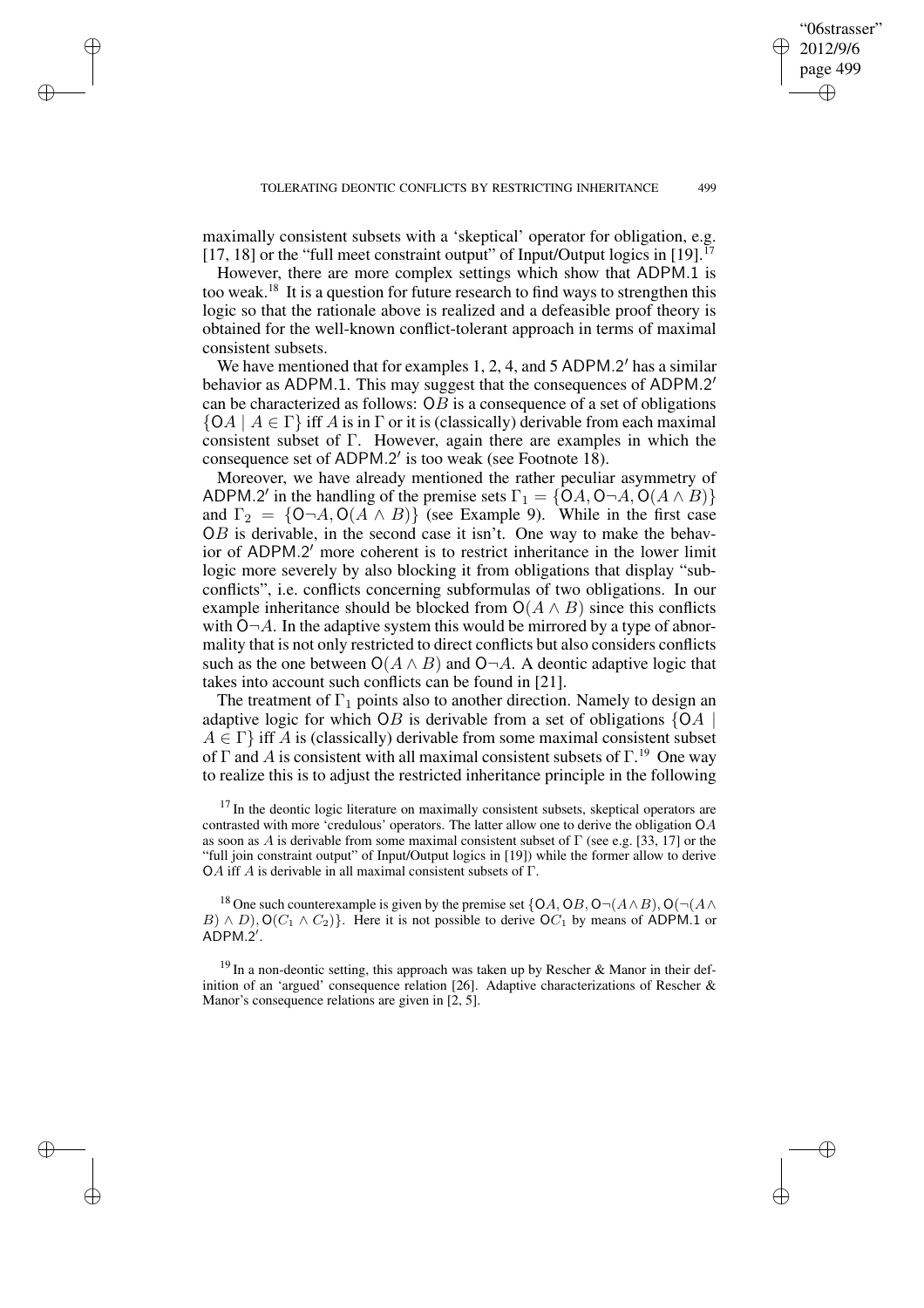maximally consistent subsets with a 'skeptical' operator for obligation, e.g. [17, 18] or the "full meet constraint output" of Input/Output logics in [19].[17]

However, there are more complex settings which show that ADPM.1 is too weak.[18] It is a question for future research to find ways to strengthen this logic so that the rationale above is realized and a defeasible proof theory is obtained for the well-known conflict-tolerant approach in terms of maximal consistent subsets.

We have mentioned that for examples 1, 2, 4, and 5 ADPM.2′ has a similar behavior as ADPM.1. This may suggest that the consequences of ADPM.2′ can be characterized as follows: $\mathsf{O}B$ is a consequence of a set of obligations $\{\mathsf{O}A \mid A \in \Gamma\}$ iff $A$ is in $\Gamma$ or it is (classically) derivable from each maximal consistent subset of $\Gamma$. However, again there are examples in which the consequence set of ADPM.2′ is too weak (see Footnote 18).

Moreover, we have already mentioned the rather peculiar asymmetry of ADPM.2′ in the handling of the premise sets $\Gamma_1 = \{\mathsf{O}A, \mathsf{O}\neg A, \mathsf{O}(A \wedge B)\}$ and $\Gamma_2 = \{\mathsf{O}\neg A, \mathsf{O}(A \wedge B)\}$ (see Example 9). While in the first case $\mathsf{O}B$ is derivable, in the second case it isn't. One way to make the behavior of ADPM.2′ more coherent is to restrict inheritance in the lower limit logic more severely by also blocking it from obligations that display "subconflicts", i.e. conflicts concerning subformulas of two obligations. In our example inheritance should be blocked from $\mathsf{O}(A \wedge B)$ since this conflicts with $\mathsf{O}\neg A$. In the adaptive system this would be mirrored by a type of abnormality that is not only restricted to direct conflicts but also considers conflicts such as the one between $\mathsf{O}(A \wedge B)$ and $\mathsf{O}\neg A$. A deontic adaptive logic that takes into account such conflicts can be found in [21].

The treatment of $\Gamma_1$ points also to another direction. Namely to design an adaptive logic for which $\mathsf{O}B$ is derivable from a set of obligations $\{\mathsf{O}A \mid A \in \Gamma\}$ iff $A$ is (classically) derivable from some maximal consistent subset of $\Gamma$ and $A$ is consistent with all maximal consistent subsets of $\Gamma$.[19] One way to realize this is to adjust the restricted inheritance principle in the following

[17] In the deontic logic literature on maximally consistent subsets, skeptical operators are contrasted with more 'credulous' operators. The latter allow one to derive the obligation $\mathsf{O}A$ as soon as $A$ is derivable from some maximal consistent subset of $\Gamma$ (see e.g. [33, 17] or the "full join constraint output" of Input/Output logics in [19]) while the former allow to derive $\mathsf{O}A$ iff $A$ is derivable in all maximal consistent subsets of $\Gamma$.

[18] One such counterexample is given by the premise set $\{\mathsf{O}A, \mathsf{O}B, \mathsf{O}\neg(A \wedge B), \mathsf{O}(\neg(A \wedge B) \wedge D), \mathsf{O}(C_1 \wedge C_2)\}$. Here it is not possible to derive $\mathsf{O}C_1$ by means of ADPM.1 or ADPM.2′.

[19] In a non-deontic setting, this approach was taken up by Rescher & Manor in their definition of an 'argued' consequence relation [26]. Adaptive characterizations of Rescher & Manor's consequence relations are given in [2, 5].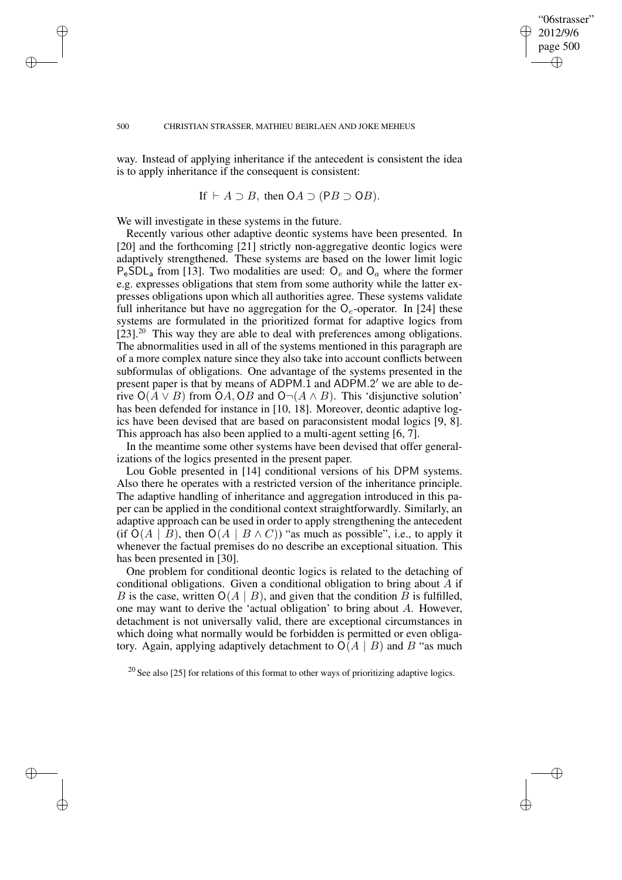way. Instead of applying inheritance if the antecedent is consistent the idea is to apply inheritance if the consequent is consistent:

$$\text{If } \vdash A \supset B, \text{ then } \mathsf{O}A \supset (\mathsf{P}B \supset \mathsf{O}B).$$

We will investigate in these systems in the future.

Recently various other adaptive deontic systems have been presented. In [20] and the forthcoming [21] strictly non-aggregative deontic logics were adaptively strengthened. These systems are based on the lower limit logic $\mathsf{P_eSDL_a}$ from [13]. Two modalities are used: $\mathsf{O}_e$ and $\mathsf{O}_a$ where the former e.g. expresses obligations that stem from some authority while the latter expresses obligations upon which all authorities agree. These systems validate full inheritance but have no aggregation for the $\mathsf{O}_e$-operator. In [24] these systems are formulated in the prioritized format for adaptive logics from [23].[20] This way they are able to deal with preferences among obligations. The abnormalities used in all of the systems mentioned in this paragraph are of a more complex nature since they also take into account conflicts between subformulas of obligations. One advantage of the systems presented in the present paper is that by means of $\mathsf{ADPM.1}$ and $\mathsf{ADPM.2'}$ we are able to derive $\mathsf{O}(A \vee B)$ from $\mathsf{O}A, \mathsf{O}B$ and $\mathsf{O}\neg(A \wedge B)$. This 'disjunctive solution' has been defended for instance in [10, 18]. Moreover, deontic adaptive logics have been devised that are based on paraconsistent modal logics [9, 8]. This approach has also been applied to a multi-agent setting [6, 7].

In the meantime some other systems have been devised that offer generalizations of the logics presented in the present paper.

Lou Goble presented in [14] conditional versions of his $\mathsf{DPM}$ systems. Also there he operates with a restricted version of the inheritance principle. The adaptive handling of inheritance and aggregation introduced in this paper can be applied in the conditional context straightforwardly. Similarly, an adaptive approach can be used in order to apply strengthening the antecedent (if $\mathsf{O}(A \mid B)$, then $\mathsf{O}(A \mid B \wedge C)$) "as much as possible", i.e., to apply it whenever the factual premises do no describe an exceptional situation. This has been presented in [30].

One problem for conditional deontic logics is related to the detaching of conditional obligations. Given a conditional obligation to bring about $A$ if $B$ is the case, written $\mathsf{O}(A \mid B)$, and given that the condition $B$ is fulfilled, one may want to derive the 'actual obligation' to bring about $A$. However, detachment is not universally valid, there are exceptional circumstances in which doing what normally would be forbidden is permitted or even obligatory. Again, applying adaptively detachment to $\mathsf{O}(A \mid B)$ and $B$ "as much

[20] See also [25] for relations of this format to other ways of prioritizing adaptive logics.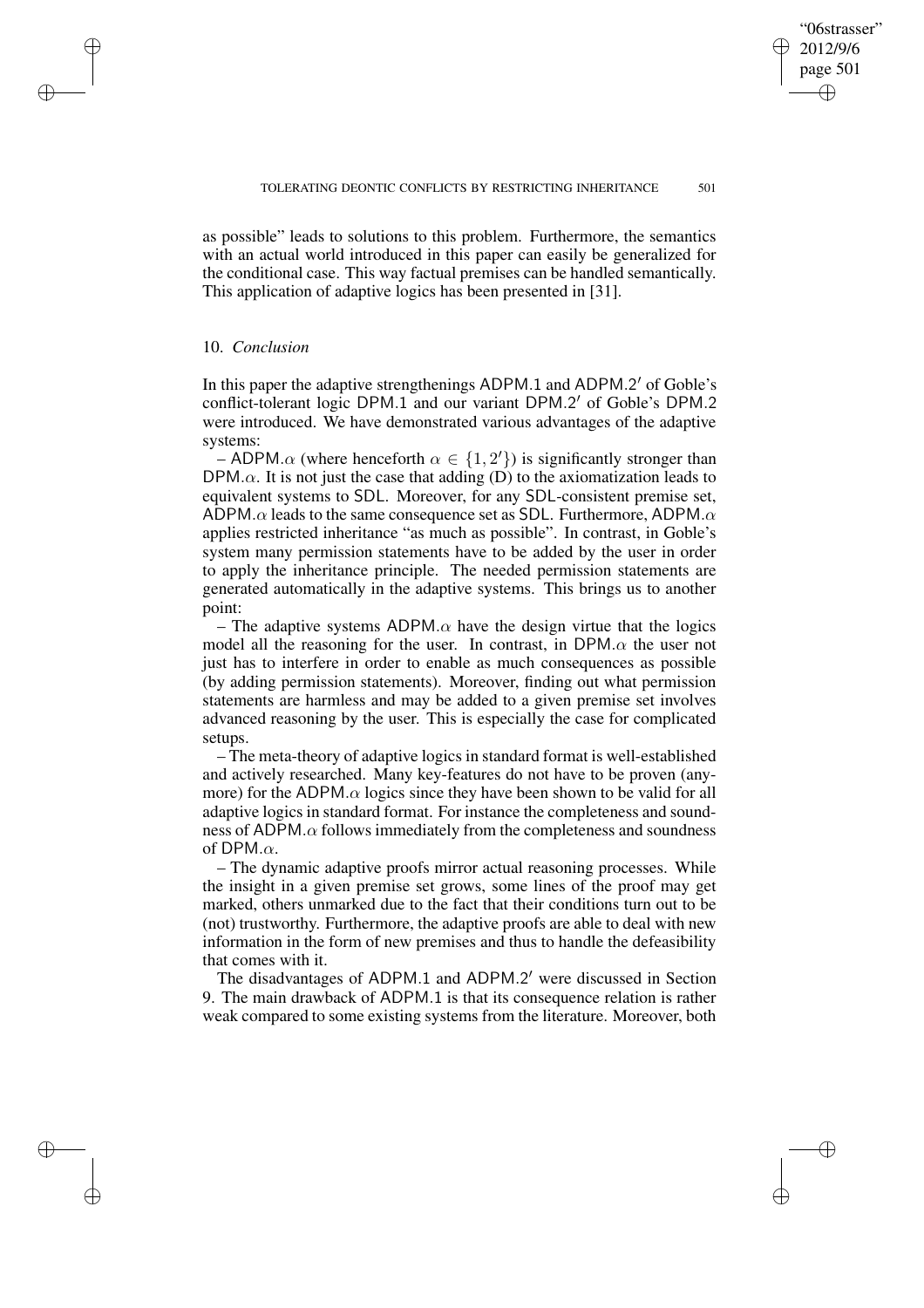as possible" leads to solutions to this problem. Furthermore, the semantics with an actual world introduced in this paper can easily be generalized for the conditional case. This way factual premises can be handled semantically. This application of adaptive logics has been presented in [31].

## 10. *Conclusion*

In this paper the adaptive strengthenings ADPM.1 and ADPM.2′ of Goble's conflict-tolerant logic DPM.1 and our variant DPM.2′ of Goble's DPM.2 were introduced. We have demonstrated various advantages of the adaptive systems:

– ADPM.$\alpha$ (where henceforth $\alpha \in \{1, 2'\}$) is significantly stronger than DPM.$\alpha$. It is not just the case that adding (D) to the axiomatization leads to equivalent systems to SDL. Moreover, for any SDL-consistent premise set, ADPM.$\alpha$ leads to the same consequence set as SDL. Furthermore, ADPM.$\alpha$ applies restricted inheritance "as much as possible". In contrast, in Goble's system many permission statements have to be added by the user in order to apply the inheritance principle. The needed permission statements are generated automatically in the adaptive systems. This brings us to another point:

– The adaptive systems ADPM.$\alpha$ have the design virtue that the logics model all the reasoning for the user. In contrast, in DPM.$\alpha$ the user not just has to interfere in order to enable as much consequences as possible (by adding permission statements). Moreover, finding out what permission statements are harmless and may be added to a given premise set involves advanced reasoning by the user. This is especially the case for complicated setups.

– The meta-theory of adaptive logics in standard format is well-established and actively researched. Many key-features do not have to be proven (anymore) for the ADPM.$\alpha$ logics since they have been shown to be valid for all adaptive logics in standard format. For instance the completeness and soundness of ADPM.$\alpha$ follows immediately from the completeness and soundness of DPM.$\alpha$.

– The dynamic adaptive proofs mirror actual reasoning processes. While the insight in a given premise set grows, some lines of the proof may get marked, others unmarked due to the fact that their conditions turn out to be (not) trustworthy. Furthermore, the adaptive proofs are able to deal with new information in the form of new premises and thus to handle the defeasibility that comes with it.

The disadvantages of ADPM.1 and ADPM.2′ were discussed in Section 9. The main drawback of ADPM.1 is that its consequence relation is rather weak compared to some existing systems from the literature. Moreover, both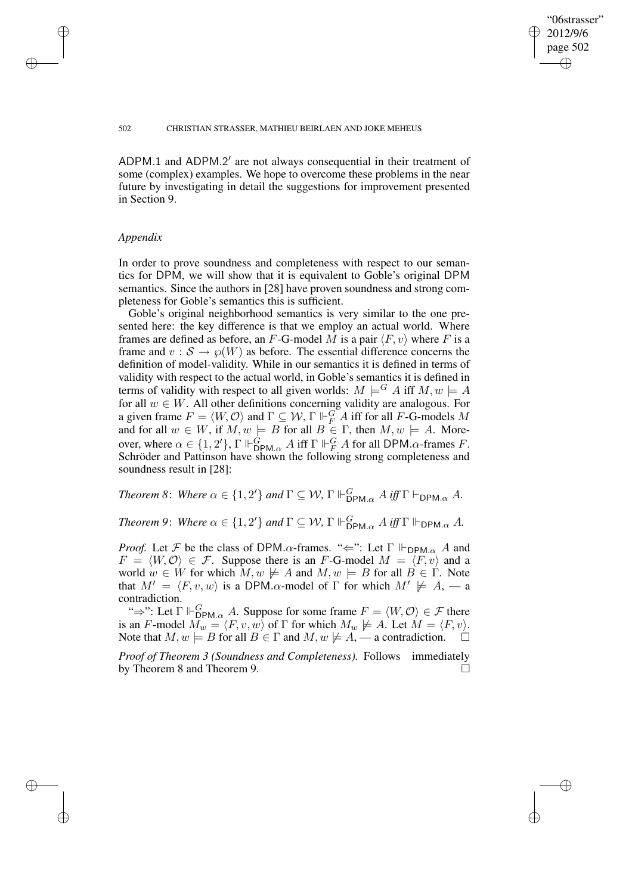ADPM.1 and ADPM.2′ are not always consequential in their treatment of some (complex) examples. We hope to overcome these problems in the near future by investigating in detail the suggestions for improvement presented in Section 9.

### *Appendix*

In order to prove soundness and completeness with respect to our semantics for DPM, we will show that it is equivalent to Goble's original DPM semantics. Since the authors in [28] have proven soundness and strong completeness for Goble's semantics this is sufficient.

Goble's original neighborhood semantics is very similar to the one presented here: the key difference is that we employ an actual world. Where frames are defined as before, an $F$-G-model $M$ is a pair $\langle F, v\rangle$ where $F$ is a frame and $v : \mathcal{S} \to \wp(W)$ as before. The essential difference concerns the definition of model-validity. While in our semantics it is defined in terms of validity with respect to the actual world, in Goble's semantics it is defined in terms of validity with respect to all given worlds: $M \models^G A$ iff $M, w \models A$ for all $w \in W$. All other definitions concerning validity are analogous. For a given frame $F = \langle W, \mathcal{O}\rangle$ and $\Gamma \subseteq \mathcal{W}$, $\Gamma \Vdash^G_F A$ iff for all $F$-G-models $M$ and for all $w \in W$, if $M, w \models B$ for all $B \in \Gamma$, then $M, w \models A$. Moreover, where $\alpha \in \{1, 2'\}$, $\Gamma \Vdash^G_{\mathsf{DPM}.\alpha} A$ iff $\Gamma \Vdash^G_F A$ for all DPM.$\alpha$-frames $F$. Schröder and Pattinson have shown the following strong completeness and soundness result in [28]:

*Theorem 8*: *Where* $\alpha \in \{1, 2'\}$ *and* $\Gamma \subseteq \mathcal{W}$*,* $\Gamma \Vdash^G_{\mathsf{DPM}.\alpha} A$ *iff* $\Gamma \vdash_{\mathsf{DPM}.\alpha} A$*.*

*Theorem 9*: *Where* $\alpha \in \{1, 2'\}$ *and* $\Gamma \subseteq \mathcal{W}$*,* $\Gamma \Vdash^G_{\mathsf{DPM}.\alpha} A$ *iff* $\Gamma \Vdash_{\mathsf{DPM}.\alpha} A$*.*

*Proof.* Let $\mathcal{F}$ be the class of DPM.$\alpha$-frames. "⇐": Let $\Gamma \Vdash_{\mathsf{DPM}.\alpha} A$ and $F = \langle W, \mathcal{O}\rangle \in \mathcal{F}$. Suppose there is an $F$-G-model $M = \langle F, v\rangle$ and a world $w \in W$ for which $M, w \not\models A$ and $M, w \models B$ for all $B \in \Gamma$. Note that $M' = \langle F, v, w\rangle$ is a DPM.$\alpha$-model of $\Gamma$ for which $M' \not\models A$, — a contradiction.

"⇒": Let $\Gamma \Vdash^G_{\mathsf{DPM}.\alpha} A$. Suppose for some frame $F = \langle W, \mathcal{O}\rangle \in \mathcal{F}$ there is an $F$-model $M_w = \langle F, v, w\rangle$ of $\Gamma$ for which $M_w \not\models A$. Let $M = \langle F, v\rangle$. Note that $M, w \models B$ for all $B \in \Gamma$ and $M, w \not\models A$, — a contradiction. □

*Proof of Theorem 3 (Soundness and Completeness).* Follows immediately by Theorem 8 and Theorem 9. □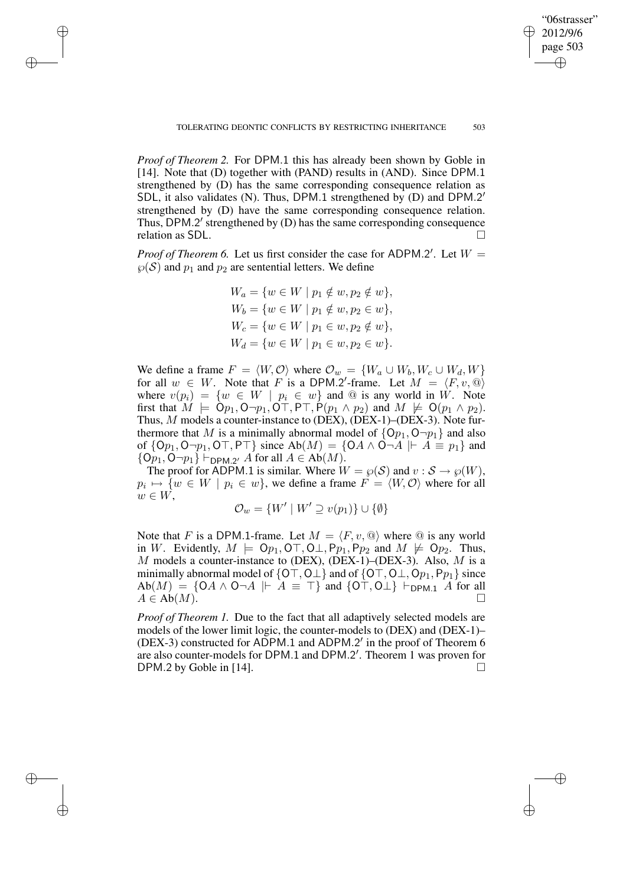*Proof of Theorem 2.* For DPM.1 this has already been shown by Goble in [14]. Note that (D) together with (PAND) results in (AND). Since DPM.1 strengthened by (D) has the same corresponding consequence relation as SDL, it also validates (N). Thus, DPM.1 strengthened by (D) and DPM.2′ strengthened by (D) have the same corresponding consequence relation. Thus, DPM.2′ strengthened by (D) has the same corresponding consequence relation as SDL. □

*Proof of Theorem 6.* Let us first consider the case for ADPM.2′. Let $W = \wp(\mathcal{S})$ and $p_1$ and $p_2$ are sentential letters. We define

$$W_a = \{w \in W \mid p_1 \notin w, p_2 \notin w\},$$
$$W_b = \{w \in W \mid p_1 \notin w, p_2 \in w\},$$
$$W_c = \{w \in W \mid p_1 \in w, p_2 \notin w\},$$
$$W_d = \{w \in W \mid p_1 \in w, p_2 \in w\}.$$

We define a frame $F = \langle W, \mathcal{O} \rangle$ where $\mathcal{O}_w = \{W_a \cup W_b, W_c \cup W_d, W\}$ for all $w \in W$. Note that $F$ is a DPM.2′-frame. Let $M = \langle F, v, @ \rangle$ where $v(p_i) = \{w \in W \mid p_i \in w\}$ and @ is any world in $W$. Note first that $M \models \mathsf{O}p_1, \mathsf{O}\neg p_1, \mathsf{O}\top, \mathsf{P}\top, \mathsf{P}(p_1 \wedge p_2)$ and $M \not\models \mathsf{O}(p_1 \wedge p_2)$. Thus, $M$ models a counter-instance to (DEX), (DEX-1)–(DEX-3). Note furthermore that $M$ is a minimally abnormal model of $\{\mathsf{O}p_1, \mathsf{O}\neg p_1\}$ and also of $\{\mathsf{O}p_1, \mathsf{O}\neg p_1, \mathsf{O}\top, \mathsf{P}\top\}$ since $\text{Ab}(M) = \{\mathsf{O}A \wedge \mathsf{O}\neg A \mid\vdash A \equiv p_1\}$ and $\{\mathsf{O}p_1, \mathsf{O}\neg p_1\} \vdash_{\mathsf{DPM.2'}} A$ for all $A \in \text{Ab}(M)$.

The proof for ADPM.1 is similar. Where $W = \wp(\mathcal{S})$ and $v : \mathcal{S} \to \wp(W)$, $p_i \mapsto \{w \in W \mid p_i \in w\}$, we define a frame $F = \langle W, \mathcal{O} \rangle$ where for all $w \in W$,

$$\mathcal{O}_w = \{W' \mid W' \supseteq v(p_1)\} \cup \{\emptyset\}$$

Note that $F$ is a DPM.1-frame. Let $M = \langle F, v, @ \rangle$ where @ is any world in $W$. Evidently, $M \models \mathsf{O}p_1, \mathsf{O}\top, \mathsf{O}\bot, \mathsf{P}p_1, \mathsf{P}p_2$ and $M \not\models \mathsf{O}p_2$. Thus, $M$ models a counter-instance to (DEX), (DEX-1)–(DEX-3). Also, $M$ is a minimally abnormal model of $\{\mathsf{O}\top, \mathsf{O}\bot\}$ and of $\{\mathsf{O}\top, \mathsf{O}\bot, \mathsf{O}p_1, \mathsf{P}p_1\}$ since $\text{Ab}(M) = \{\mathsf{O}A \wedge \mathsf{O}\neg A \mid\vdash A \equiv \top\}$ and $\{\mathsf{O}\top, \mathsf{O}\bot\} \vdash_{\mathsf{DPM.1}} A$ for all $A \in \text{Ab}(M)$. □

*Proof of Theorem 1.* Due to the fact that all adaptively selected models are models of the lower limit logic, the counter-models to (DEX) and (DEX-1)–(DEX-3) constructed for ADPM.1 and ADPM.2′ in the proof of Theorem 6 are also counter-models for DPM.1 and DPM.2′. Theorem 1 was proven for DPM.2 by Goble in [14]. □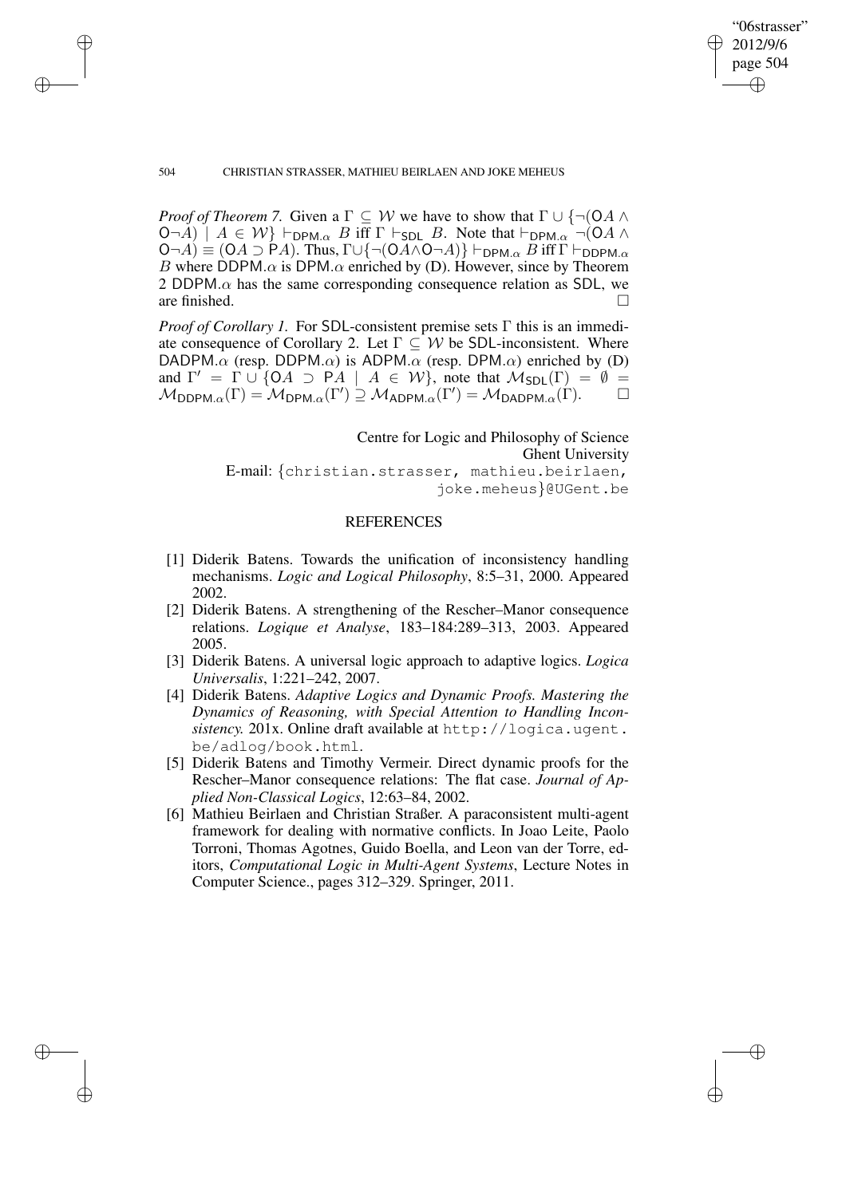*Proof of Theorem 7.* Given a $\Gamma \subseteq \mathcal{W}$ we have to show that $\Gamma \cup \{\neg(\mathsf{O}A \wedge \mathsf{O}\neg A) \mid A \in \mathcal{W}\} \vdash_{\mathsf{DPM}.\alpha} B$ iff $\Gamma \vdash_{\mathsf{SDL}} B$. Note that $\vdash_{\mathsf{DPM}.\alpha} \neg(\mathsf{O}A \wedge \mathsf{O}\neg A) \equiv (\mathsf{O}A \supset \mathsf{P}A)$. Thus, $\Gamma \cup \{\neg(\mathsf{O}A \wedge \mathsf{O}\neg A)\} \vdash_{\mathsf{DPM}.\alpha} B$ iff $\Gamma \vdash_{\mathsf{DDPM}.\alpha} B$ where $\mathsf{DDPM}.\alpha$ is $\mathsf{DPM}.\alpha$ enriched by (D). However, since by Theorem 2 $\mathsf{DDPM}.\alpha$ has the same corresponding consequence relation as $\mathsf{SDL}$, we are finished. $\square$

*Proof of Corollary 1.* For $\mathsf{SDL}$-consistent premise sets $\Gamma$ this is an immediate consequence of Corollary 2. Let $\Gamma \subseteq \mathcal{W}$ be $\mathsf{SDL}$-inconsistent. Where $\mathsf{DADPM}.\alpha$ (resp. $\mathsf{DDPM}.\alpha$) is $\mathsf{ADPM}.\alpha$ (resp. $\mathsf{DPM}.\alpha$) enriched by (D) and $\Gamma' = \Gamma \cup \{\mathsf{O}A \supset \mathsf{P}A \mid A \in \mathcal{W}\}$, note that $\mathcal{M}_{\mathsf{SDL}}(\Gamma) = \emptyset = \mathcal{M}_{\mathsf{DDPM}.\alpha}(\Gamma) = \mathcal{M}_{\mathsf{DPM}.\alpha}(\Gamma') \supseteq \mathcal{M}_{\mathsf{ADPM}.\alpha}(\Gamma') = \mathcal{M}_{\mathsf{DADPM}.\alpha}(\Gamma)$. $\square$

Centre for Logic and Philosophy of Science
Ghent University
E-mail: {christian.strasser, mathieu.beirlaen, joke.meheus}@UGent.be

## REFERENCES

[1] Diderik Batens. Towards the unification of inconsistency handling mechanisms. *Logic and Logical Philosophy*, 8:5–31, 2000. Appeared 2002.

[2] Diderik Batens. A strengthening of the Rescher–Manor consequence relations. *Logique et Analyse*, 183–184:289–313, 2003. Appeared 2005.

[3] Diderik Batens. A universal logic approach to adaptive logics. *Logica Universalis*, 1:221–242, 2007.

[4] Diderik Batens. *Adaptive Logics and Dynamic Proofs. Mastering the Dynamics of Reasoning, with Special Attention to Handling Inconsistency.* 201x. Online draft available at http://logica.ugent.be/adlog/book.html.

[5] Diderik Batens and Timothy Vermeir. Direct dynamic proofs for the Rescher–Manor consequence relations: The flat case. *Journal of Applied Non-Classical Logics*, 12:63–84, 2002.

[6] Mathieu Beirlaen and Christian Straßer. A paraconsistent multi-agent framework for dealing with normative conflicts. In Joao Leite, Paolo Torroni, Thomas Agotnes, Guido Boella, and Leon van der Torre, editors, *Computational Logic in Multi-Agent Systems*, Lecture Notes in Computer Science., pages 312–329. Springer, 2011.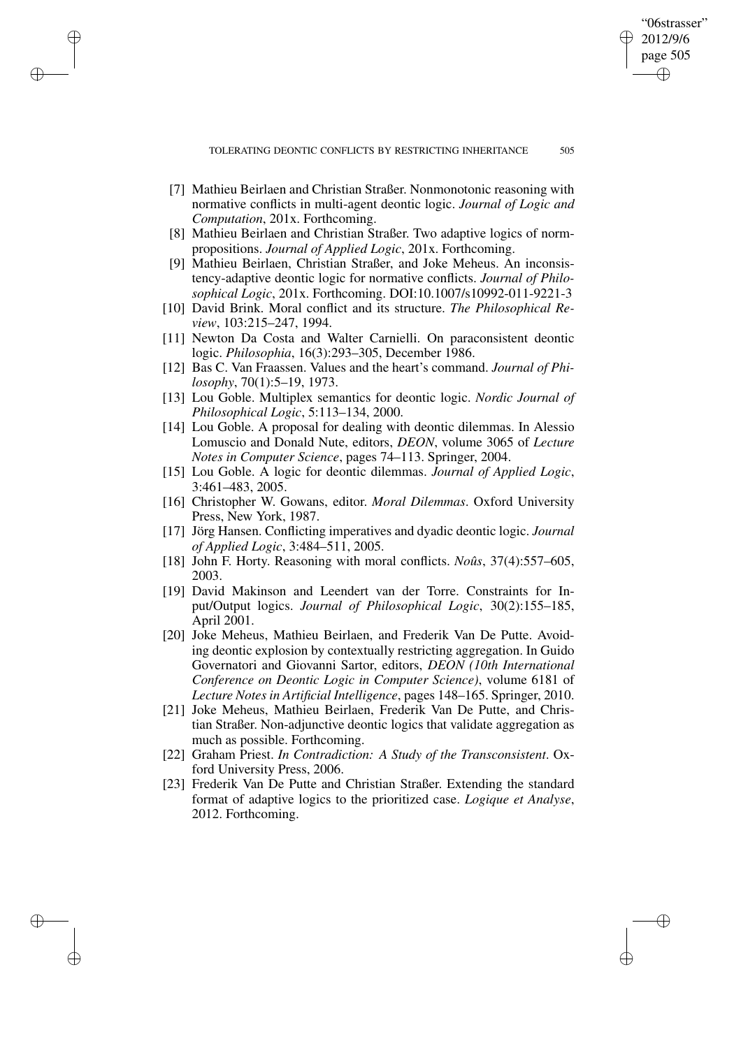[7] Mathieu Beirlaen and Christian Straßer. Nonmonotonic reasoning with normative conflicts in multi-agent deontic logic. *Journal of Logic and Computation*, 201x. Forthcoming.

[8] Mathieu Beirlaen and Christian Straßer. Two adaptive logics of norm-propositions. *Journal of Applied Logic*, 201x. Forthcoming.

[9] Mathieu Beirlaen, Christian Straßer, and Joke Meheus. An inconsistency-adaptive deontic logic for normative conflicts. *Journal of Philosophical Logic*, 201x. Forthcoming. DOI:10.1007/s10992-011-9221-3

[10] David Brink. Moral conflict and its structure. *The Philosophical Review*, 103:215–247, 1994.

[11] Newton Da Costa and Walter Carnielli. On paraconsistent deontic logic. *Philosophia*, 16(3):293–305, December 1986.

[12] Bas C. Van Fraassen. Values and the heart's command. *Journal of Philosophy*, 70(1):5–19, 1973.

[13] Lou Goble. Multiplex semantics for deontic logic. *Nordic Journal of Philosophical Logic*, 5:113–134, 2000.

[14] Lou Goble. A proposal for dealing with deontic dilemmas. In Alessio Lomuscio and Donald Nute, editors, *DEON*, volume 3065 of *Lecture Notes in Computer Science*, pages 74–113. Springer, 2004.

[15] Lou Goble. A logic for deontic dilemmas. *Journal of Applied Logic*, 3:461–483, 2005.

[16] Christopher W. Gowans, editor. *Moral Dilemmas*. Oxford University Press, New York, 1987.

[17] Jörg Hansen. Conflicting imperatives and dyadic deontic logic. *Journal of Applied Logic*, 3:484–511, 2005.

[18] John F. Horty. Reasoning with moral conflicts. *Noûs*, 37(4):557–605, 2003.

[19] David Makinson and Leendert van der Torre. Constraints for Input/Output logics. *Journal of Philosophical Logic*, 30(2):155–185, April 2001.

[20] Joke Meheus, Mathieu Beirlaen, and Frederik Van De Putte. Avoiding deontic explosion by contextually restricting aggregation. In Guido Governatori and Giovanni Sartor, editors, *DEON (10th International Conference on Deontic Logic in Computer Science)*, volume 6181 of *Lecture Notes in Artificial Intelligence*, pages 148–165. Springer, 2010.

[21] Joke Meheus, Mathieu Beirlaen, Frederik Van De Putte, and Christian Straßer. Non-adjunctive deontic logics that validate aggregation as much as possible. Forthcoming.

[22] Graham Priest. *In Contradiction: A Study of the Transconsistent*. Oxford University Press, 2006.

[23] Frederik Van De Putte and Christian Straßer. Extending the standard format of adaptive logics to the prioritized case. *Logique et Analyse*, 2012. Forthcoming.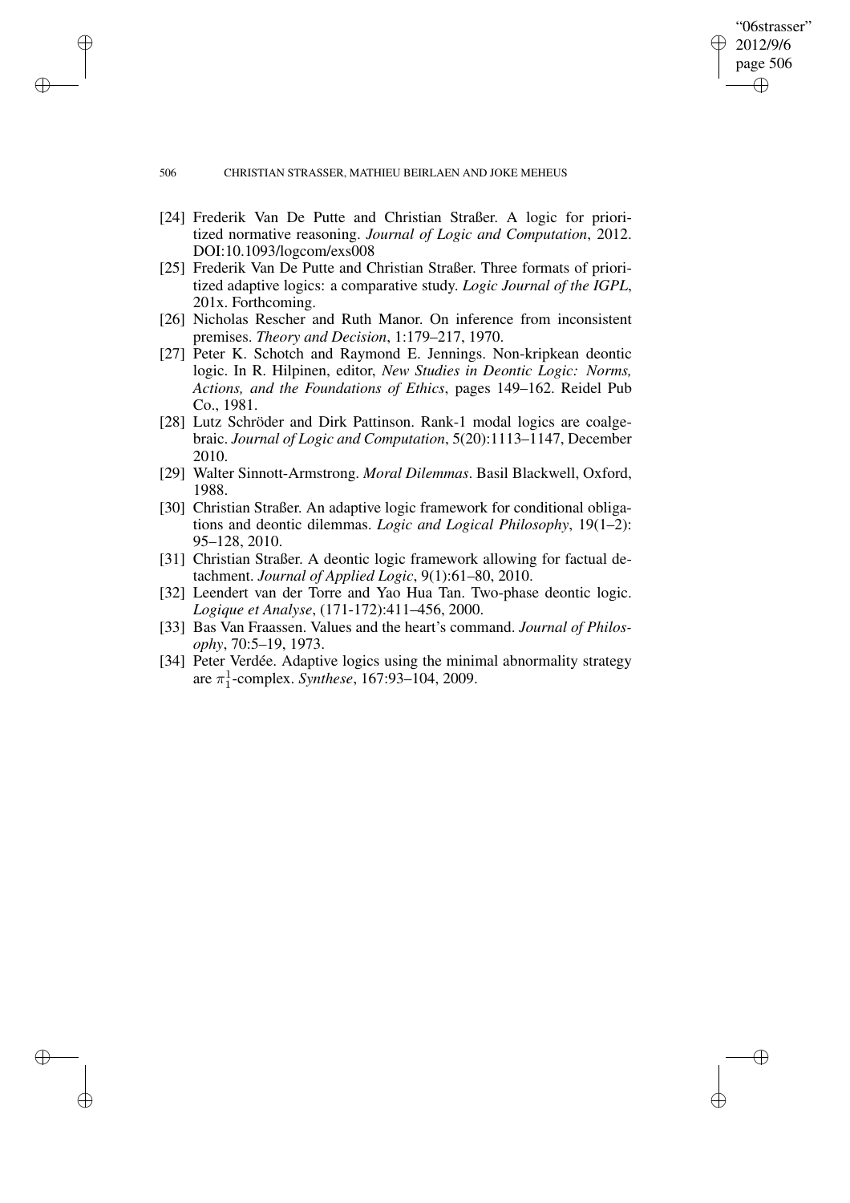[24] Frederik Van De Putte and Christian Straßer. A logic for prioritized normative reasoning. *Journal of Logic and Computation*, 2012. DOI:10.1093/logcom/exs008

[25] Frederik Van De Putte and Christian Straßer. Three formats of prioritized adaptive logics: a comparative study. *Logic Journal of the IGPL*, 201x. Forthcoming.

[26] Nicholas Rescher and Ruth Manor. On inference from inconsistent premises. *Theory and Decision*, 1:179–217, 1970.

[27] Peter K. Schotch and Raymond E. Jennings. Non-kripkean deontic logic. In R. Hilpinen, editor, *New Studies in Deontic Logic: Norms, Actions, and the Foundations of Ethics*, pages 149–162. Reidel Pub Co., 1981.

[28] Lutz Schröder and Dirk Pattinson. Rank-1 modal logics are coalgebraic. *Journal of Logic and Computation*, 5(20):1113–1147, December 2010.

[29] Walter Sinnott-Armstrong. *Moral Dilemmas*. Basil Blackwell, Oxford, 1988.

[30] Christian Straßer. An adaptive logic framework for conditional obligations and deontic dilemmas. *Logic and Logical Philosophy*, 19(1–2): 95–128, 2010.

[31] Christian Straßer. A deontic logic framework allowing for factual detachment. *Journal of Applied Logic*, 9(1):61–80, 2010.

[32] Leendert van der Torre and Yao Hua Tan. Two-phase deontic logic. *Logique et Analyse*, (171-172):411–456, 2000.

[33] Bas Van Fraassen. Values and the heart's command. *Journal of Philosophy*, 70:5–19, 1973.

[34] Peter Verdée. Adaptive logics using the minimal abnormality strategy are $\pi_1^1$-complex. *Synthese*, 167:93–104, 2009.